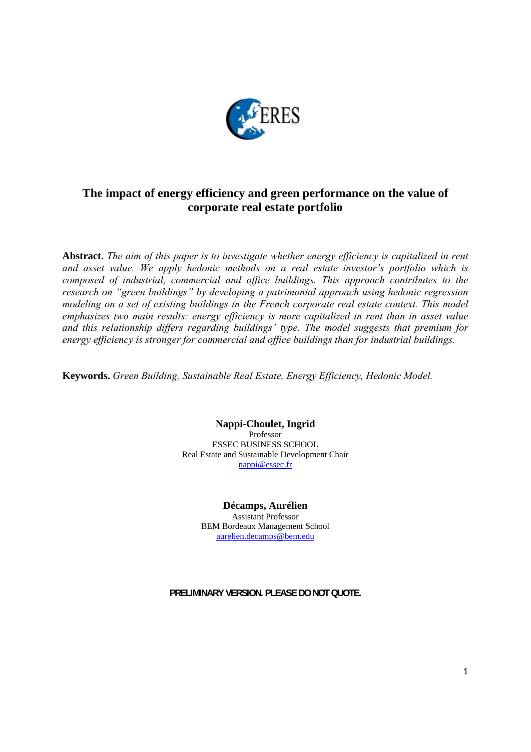# The impact of energy efficiency and green performance on the value of corporate real estate portfolio

**Abstract.** *The aim of this paper is to investigate whether energy efficiency is capitalized in rent and asset value. We apply hedonic methods on a real estate investor's portfolio which is composed of industrial, commercial and office buildings. This approach contributes to the research on "green buildings" by developing a patrimonial approach using hedonic regression modeling on a set of existing buildings in the French corporate real estate context. This model emphasizes two main results: energy efficiency is more capitalized in rent than in asset value and this relationship differs regarding buildings' type. The model suggests that premium for energy efficiency is stronger for commercial and office buildings than for industrial buildings.*

**Keywords.** *Green Building, Sustainable Real Estate, Energy Efficiency, Hedonic Model.*

**Nappi-Choulet, Ingrid**
Professor
ESSEC BUSINESS SCHOOL
Real Estate and Sustainable Development Chair
nappi@essec.fr

**Décamps, Aurélien**
Assistant Professor
BEM Bordeaux Management School
aurelien.decamps@bem.edu

**PRELIMINARY VERSION. PLEASE DO NOT QUOTE.**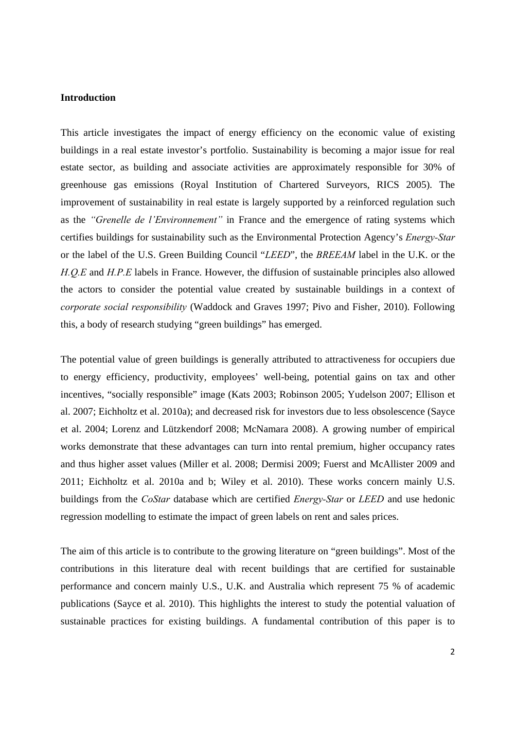**Introduction**

This article investigates the impact of energy efficiency on the economic value of existing buildings in a real estate investor's portfolio. Sustainability is becoming a major issue for real estate sector, as building and associate activities are approximately responsible for 30% of greenhouse gas emissions (Royal Institution of Chartered Surveyors, RICS 2005). The improvement of sustainability in real estate is largely supported by a reinforced regulation such as the *"Grenelle de l'Environnement"* in France and the emergence of rating systems which certifies buildings for sustainability such as the Environmental Protection Agency's *Energy-Star* or the label of the U.S. Green Building Council "*LEED*", the *BREEAM* label in the U.K. or the *H.Q.E* and *H.P.E* labels in France. However, the diffusion of sustainable principles also allowed the actors to consider the potential value created by sustainable buildings in a context of *corporate social responsibility* (Waddock and Graves 1997; Pivo and Fisher, 2010). Following this, a body of research studying "green buildings" has emerged.

The potential value of green buildings is generally attributed to attractiveness for occupiers due to energy efficiency, productivity, employees' well-being, potential gains on tax and other incentives, "socially responsible" image (Kats 2003; Robinson 2005; Yudelson 2007; Ellison et al. 2007; Eichholtz et al. 2010a); and decreased risk for investors due to less obsolescence (Sayce et al. 2004; Lorenz and Lützkendorf 2008; McNamara 2008). A growing number of empirical works demonstrate that these advantages can turn into rental premium, higher occupancy rates and thus higher asset values (Miller et al. 2008; Dermisi 2009; Fuerst and McAllister 2009 and 2011; Eichholtz et al. 2010a and b; Wiley et al. 2010). These works concern mainly U.S. buildings from the *CoStar* database which are certified *Energy-Star* or *LEED* and use hedonic regression modelling to estimate the impact of green labels on rent and sales prices.

The aim of this article is to contribute to the growing literature on "green buildings". Most of the contributions in this literature deal with recent buildings that are certified for sustainable performance and concern mainly U.S., U.K. and Australia which represent 75 % of academic publications (Sayce et al. 2010). This highlights the interest to study the potential valuation of sustainable practices for existing buildings. A fundamental contribution of this paper is to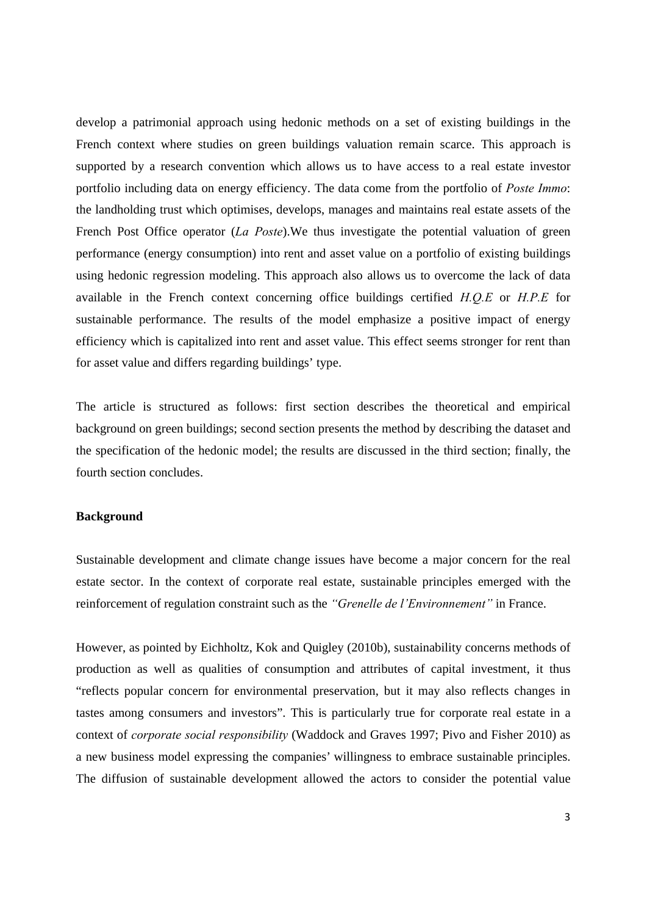develop a patrimonial approach using hedonic methods on a set of existing buildings in the French context where studies on green buildings valuation remain scarce. This approach is supported by a research convention which allows us to have access to a real estate investor portfolio including data on energy efficiency. The data come from the portfolio of *Poste Immo*: the landholding trust which optimises, develops, manages and maintains real estate assets of the French Post Office operator (*La Poste*).We thus investigate the potential valuation of green performance (energy consumption) into rent and asset value on a portfolio of existing buildings using hedonic regression modeling. This approach also allows us to overcome the lack of data available in the French context concerning office buildings certified *H.Q.E* or *H.P.E* for sustainable performance. The results of the model emphasize a positive impact of energy efficiency which is capitalized into rent and asset value. This effect seems stronger for rent than for asset value and differs regarding buildings' type.

The article is structured as follows: first section describes the theoretical and empirical background on green buildings; second section presents the method by describing the dataset and the specification of the hedonic model; the results are discussed in the third section; finally, the fourth section concludes.

**Background**

Sustainable development and climate change issues have become a major concern for the real estate sector. In the context of corporate real estate, sustainable principles emerged with the reinforcement of regulation constraint such as the *"Grenelle de l'Environnement"* in France.

However, as pointed by Eichholtz, Kok and Quigley (2010b), sustainability concerns methods of production as well as qualities of consumption and attributes of capital investment, it thus "reflects popular concern for environmental preservation, but it may also reflects changes in tastes among consumers and investors". This is particularly true for corporate real estate in a context of *corporate social responsibility* (Waddock and Graves 1997; Pivo and Fisher 2010) as a new business model expressing the companies' willingness to embrace sustainable principles. The diffusion of sustainable development allowed the actors to consider the potential value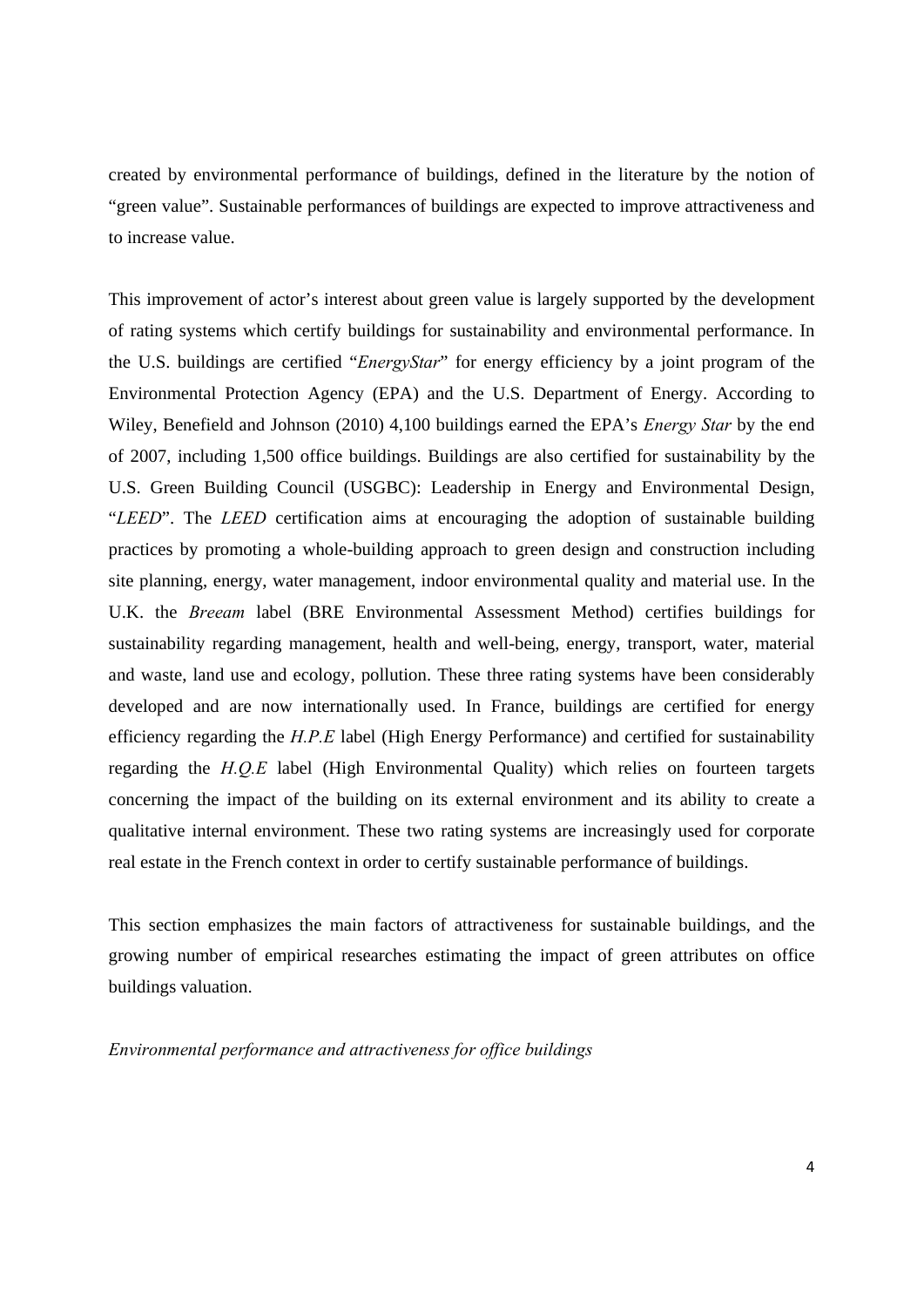created by environmental performance of buildings, defined in the literature by the notion of "green value". Sustainable performances of buildings are expected to improve attractiveness and to increase value.

This improvement of actor's interest about green value is largely supported by the development of rating systems which certify buildings for sustainability and environmental performance. In the U.S. buildings are certified "*EnergyStar*" for energy efficiency by a joint program of the Environmental Protection Agency (EPA) and the U.S. Department of Energy. According to Wiley, Benefield and Johnson (2010) 4,100 buildings earned the EPA's *Energy Star* by the end of 2007, including 1,500 office buildings. Buildings are also certified for sustainability by the U.S. Green Building Council (USGBC): Leadership in Energy and Environmental Design, "*LEED*". The *LEED* certification aims at encouraging the adoption of sustainable building practices by promoting a whole-building approach to green design and construction including site planning, energy, water management, indoor environmental quality and material use. In the U.K. the *Breeam* label (BRE Environmental Assessment Method) certifies buildings for sustainability regarding management, health and well-being, energy, transport, water, material and waste, land use and ecology, pollution. These three rating systems have been considerably developed and are now internationally used. In France, buildings are certified for energy efficiency regarding the *H.P.E* label (High Energy Performance) and certified for sustainability regarding the *H.Q.E* label (High Environmental Quality) which relies on fourteen targets concerning the impact of the building on its external environment and its ability to create a qualitative internal environment. These two rating systems are increasingly used for corporate real estate in the French context in order to certify sustainable performance of buildings.

This section emphasizes the main factors of attractiveness for sustainable buildings, and the growing number of empirical researches estimating the impact of green attributes on office buildings valuation.

*Environmental performance and attractiveness for office buildings*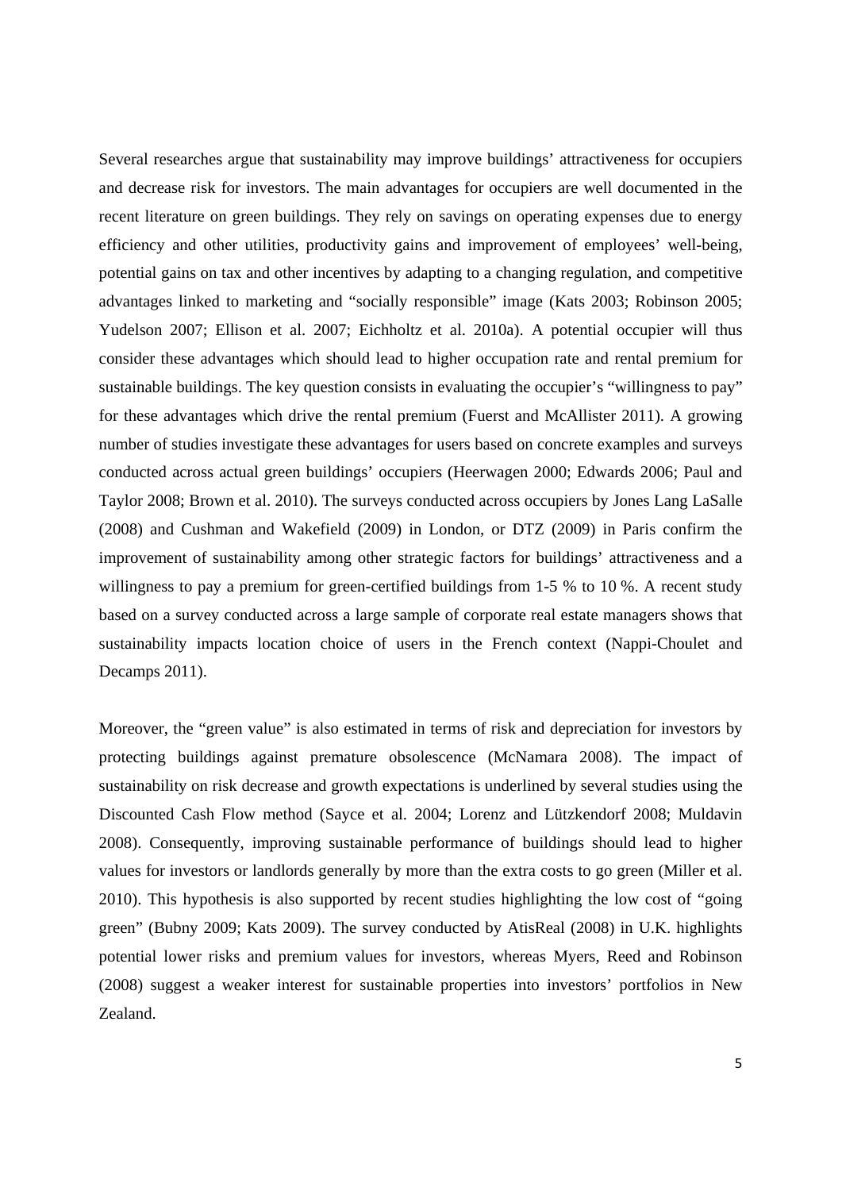Several researches argue that sustainability may improve buildings' attractiveness for occupiers and decrease risk for investors. The main advantages for occupiers are well documented in the recent literature on green buildings. They rely on savings on operating expenses due to energy efficiency and other utilities, productivity gains and improvement of employees' well-being, potential gains on tax and other incentives by adapting to a changing regulation, and competitive advantages linked to marketing and "socially responsible" image (Kats 2003; Robinson 2005; Yudelson 2007; Ellison et al. 2007; Eichholtz et al. 2010a). A potential occupier will thus consider these advantages which should lead to higher occupation rate and rental premium for sustainable buildings. The key question consists in evaluating the occupier's "willingness to pay" for these advantages which drive the rental premium (Fuerst and McAllister 2011). A growing number of studies investigate these advantages for users based on concrete examples and surveys conducted across actual green buildings' occupiers (Heerwagen 2000; Edwards 2006; Paul and Taylor 2008; Brown et al. 2010). The surveys conducted across occupiers by Jones Lang LaSalle (2008) and Cushman and Wakefield (2009) in London, or DTZ (2009) in Paris confirm the improvement of sustainability among other strategic factors for buildings' attractiveness and a willingness to pay a premium for green-certified buildings from 1-5 % to 10 %. A recent study based on a survey conducted across a large sample of corporate real estate managers shows that sustainability impacts location choice of users in the French context (Nappi-Choulet and Decamps 2011).

Moreover, the "green value" is also estimated in terms of risk and depreciation for investors by protecting buildings against premature obsolescence (McNamara 2008). The impact of sustainability on risk decrease and growth expectations is underlined by several studies using the Discounted Cash Flow method (Sayce et al. 2004; Lorenz and Lützkendorf 2008; Muldavin 2008). Consequently, improving sustainable performance of buildings should lead to higher values for investors or landlords generally by more than the extra costs to go green (Miller et al. 2010). This hypothesis is also supported by recent studies highlighting the low cost of "going green" (Bubny 2009; Kats 2009). The survey conducted by AtisReal (2008) in U.K. highlights potential lower risks and premium values for investors, whereas Myers, Reed and Robinson (2008) suggest a weaker interest for sustainable properties into investors' portfolios in New Zealand.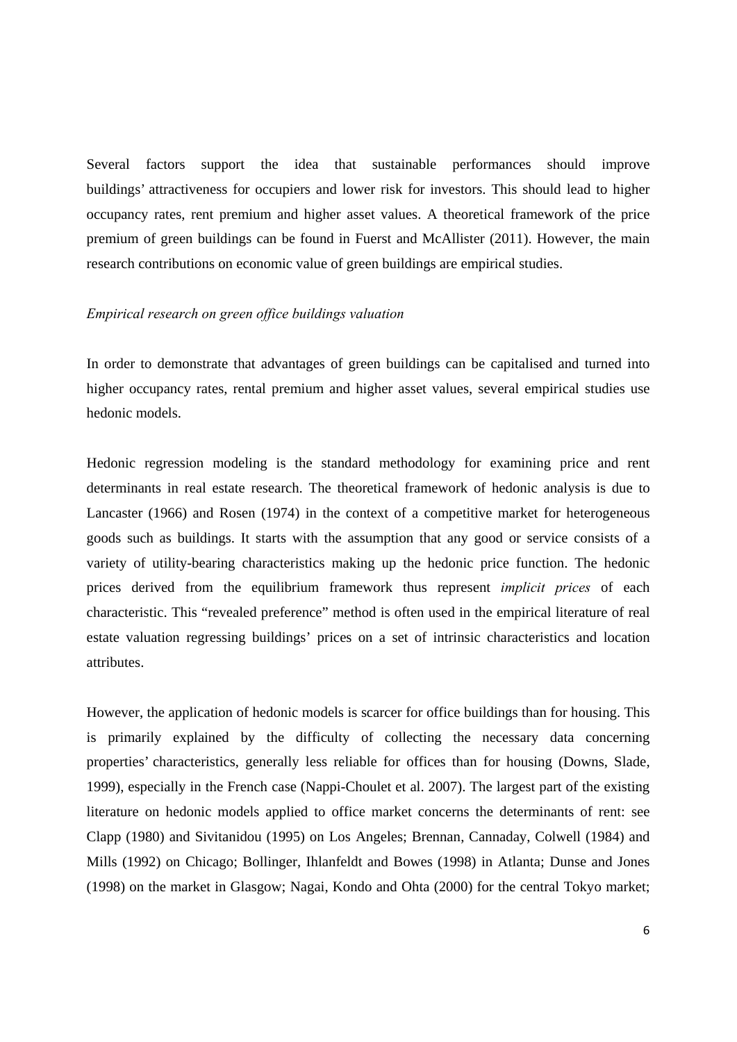Several factors support the idea that sustainable performances should improve buildings' attractiveness for occupiers and lower risk for investors. This should lead to higher occupancy rates, rent premium and higher asset values. A theoretical framework of the price premium of green buildings can be found in Fuerst and McAllister (2011). However, the main research contributions on economic value of green buildings are empirical studies.

*Empirical research on green office buildings valuation*

In order to demonstrate that advantages of green buildings can be capitalised and turned into higher occupancy rates, rental premium and higher asset values, several empirical studies use hedonic models.

Hedonic regression modeling is the standard methodology for examining price and rent determinants in real estate research. The theoretical framework of hedonic analysis is due to Lancaster (1966) and Rosen (1974) in the context of a competitive market for heterogeneous goods such as buildings. It starts with the assumption that any good or service consists of a variety of utility-bearing characteristics making up the hedonic price function. The hedonic prices derived from the equilibrium framework thus represent *implicit prices* of each characteristic. This "revealed preference" method is often used in the empirical literature of real estate valuation regressing buildings' prices on a set of intrinsic characteristics and location attributes.

However, the application of hedonic models is scarcer for office buildings than for housing. This is primarily explained by the difficulty of collecting the necessary data concerning properties' characteristics, generally less reliable for offices than for housing (Downs, Slade, 1999), especially in the French case (Nappi-Choulet et al. 2007). The largest part of the existing literature on hedonic models applied to office market concerns the determinants of rent: see Clapp (1980) and Sivitanidou (1995) on Los Angeles; Brennan, Cannaday, Colwell (1984) and Mills (1992) on Chicago; Bollinger, Ihlanfeldt and Bowes (1998) in Atlanta; Dunse and Jones (1998) on the market in Glasgow; Nagai, Kondo and Ohta (2000) for the central Tokyo market;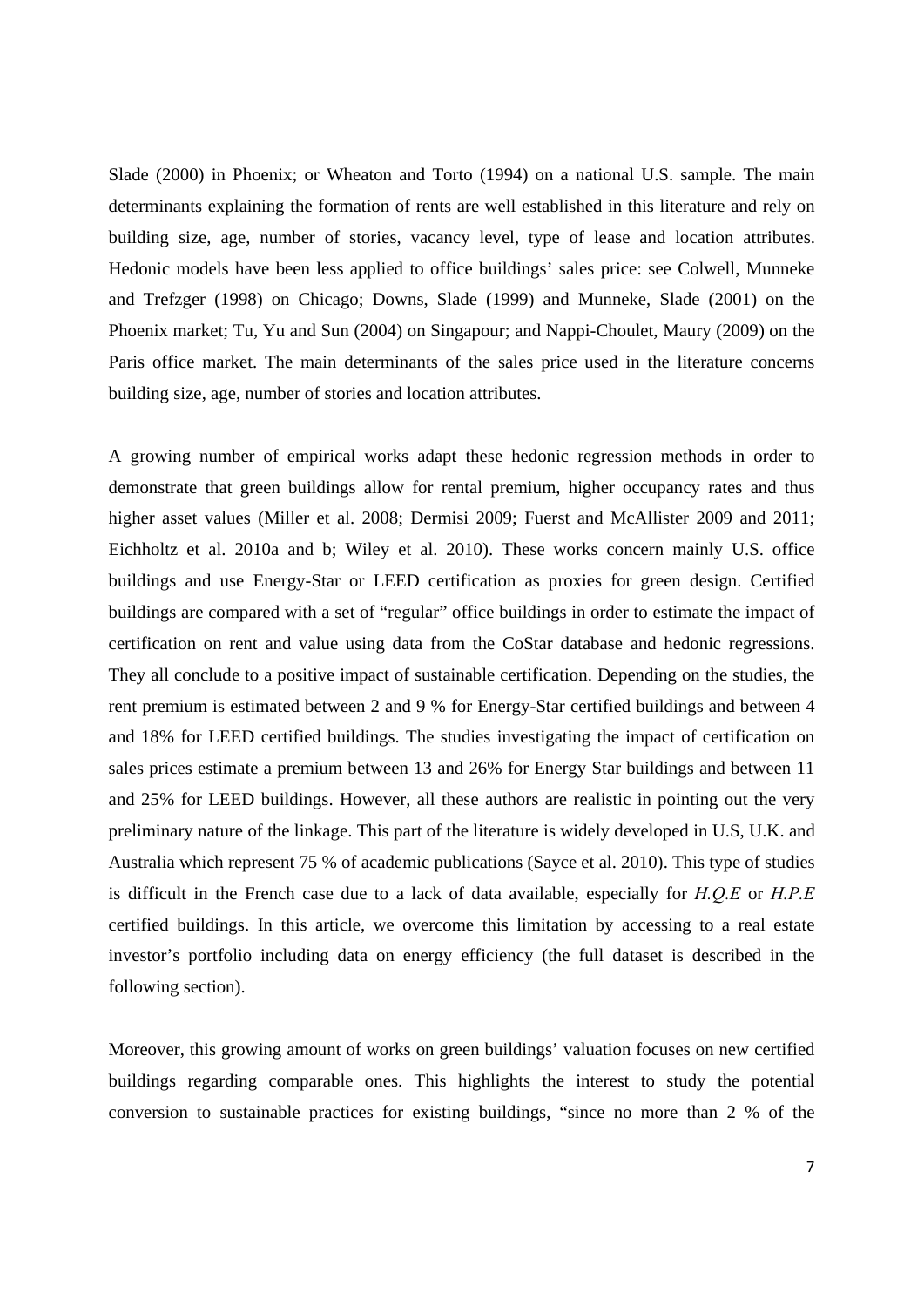Slade (2000) in Phoenix; or Wheaton and Torto (1994) on a national U.S. sample. The main determinants explaining the formation of rents are well established in this literature and rely on building size, age, number of stories, vacancy level, type of lease and location attributes. Hedonic models have been less applied to office buildings' sales price: see Colwell, Munneke and Trefzger (1998) on Chicago; Downs, Slade (1999) and Munneke, Slade (2001) on the Phoenix market; Tu, Yu and Sun (2004) on Singapour; and Nappi-Choulet, Maury (2009) on the Paris office market. The main determinants of the sales price used in the literature concerns building size, age, number of stories and location attributes.

A growing number of empirical works adapt these hedonic regression methods in order to demonstrate that green buildings allow for rental premium, higher occupancy rates and thus higher asset values (Miller et al. 2008; Dermisi 2009; Fuerst and McAllister 2009 and 2011; Eichholtz et al. 2010a and b; Wiley et al. 2010). These works concern mainly U.S. office buildings and use Energy-Star or LEED certification as proxies for green design. Certified buildings are compared with a set of "regular" office buildings in order to estimate the impact of certification on rent and value using data from the CoStar database and hedonic regressions. They all conclude to a positive impact of sustainable certification. Depending on the studies, the rent premium is estimated between 2 and 9 % for Energy-Star certified buildings and between 4 and 18% for LEED certified buildings. The studies investigating the impact of certification on sales prices estimate a premium between 13 and 26% for Energy Star buildings and between 11 and 25% for LEED buildings. However, all these authors are realistic in pointing out the very preliminary nature of the linkage. This part of the literature is widely developed in U.S, U.K. and Australia which represent 75 % of academic publications (Sayce et al. 2010). This type of studies is difficult in the French case due to a lack of data available, especially for *H.Q.E* or *H.P.E* certified buildings. In this article, we overcome this limitation by accessing to a real estate investor's portfolio including data on energy efficiency (the full dataset is described in the following section).

Moreover, this growing amount of works on green buildings' valuation focuses on new certified buildings regarding comparable ones. This highlights the interest to study the potential conversion to sustainable practices for existing buildings, "since no more than 2 % of the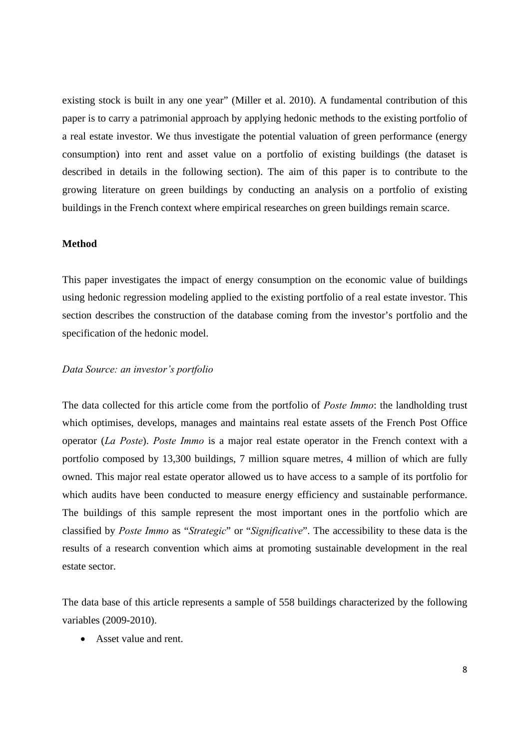existing stock is built in any one year" (Miller et al. 2010). A fundamental contribution of this paper is to carry a patrimonial approach by applying hedonic methods to the existing portfolio of a real estate investor. We thus investigate the potential valuation of green performance (energy consumption) into rent and asset value on a portfolio of existing buildings (the dataset is described in details in the following section). The aim of this paper is to contribute to the growing literature on green buildings by conducting an analysis on a portfolio of existing buildings in the French context where empirical researches on green buildings remain scarce.

## Method

This paper investigates the impact of energy consumption on the economic value of buildings using hedonic regression modeling applied to the existing portfolio of a real estate investor. This section describes the construction of the database coming from the investor's portfolio and the specification of the hedonic model.

### *Data Source: an investor's portfolio*

The data collected for this article come from the portfolio of *Poste Immo*: the landholding trust which optimises, develops, manages and maintains real estate assets of the French Post Office operator (*La Poste*). *Poste Immo* is a major real estate operator in the French context with a portfolio composed by 13,300 buildings, 7 million square metres, 4 million of which are fully owned. This major real estate operator allowed us to have access to a sample of its portfolio for which audits have been conducted to measure energy efficiency and sustainable performance. The buildings of this sample represent the most important ones in the portfolio which are classified by *Poste Immo* as "*Strategic*" or "*Significative*". The accessibility to these data is the results of a research convention which aims at promoting sustainable development in the real estate sector.

The data base of this article represents a sample of 558 buildings characterized by the following variables (2009-2010).

- Asset value and rent.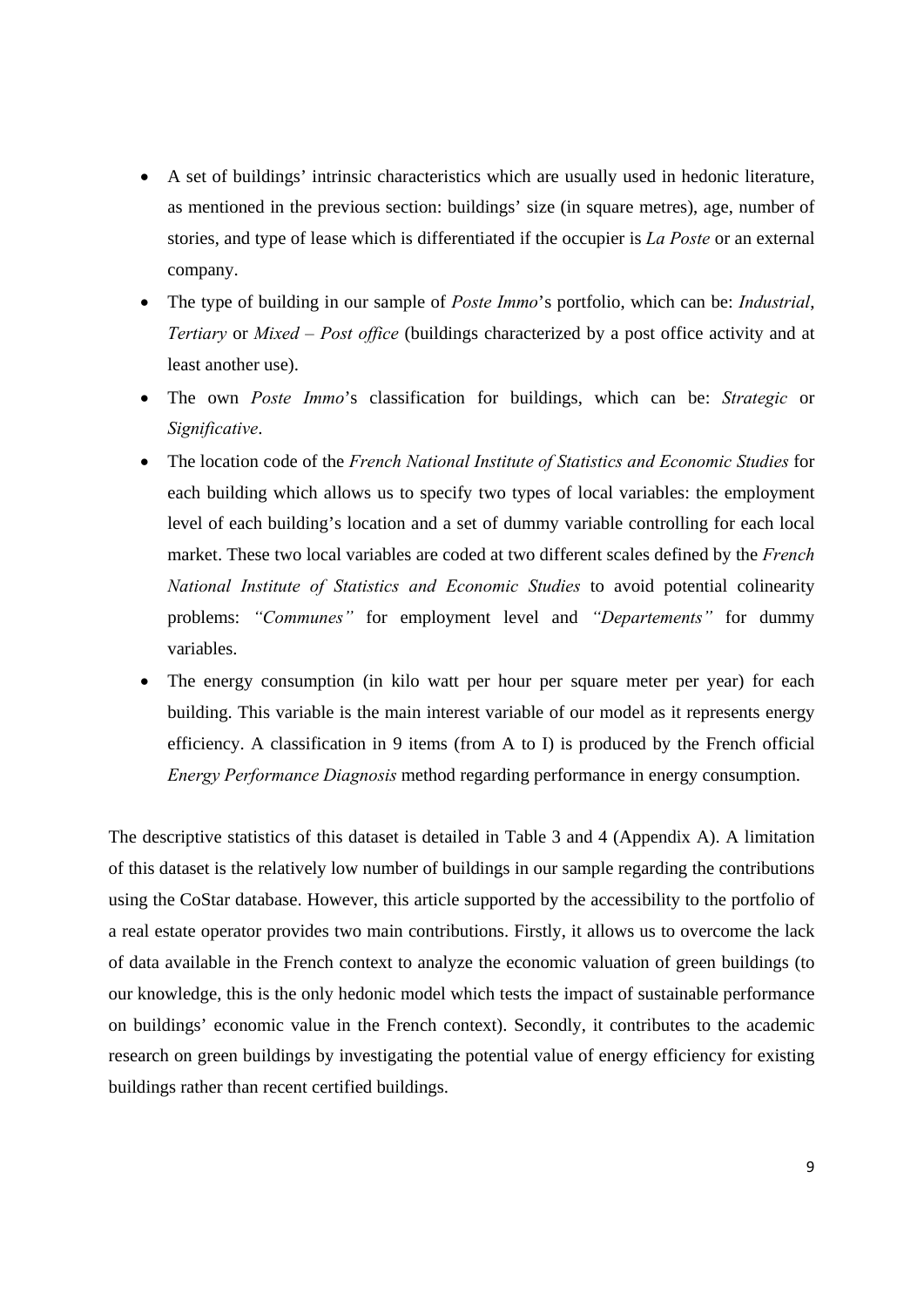- A set of buildings' intrinsic characteristics which are usually used in hedonic literature, as mentioned in the previous section: buildings' size (in square metres), age, number of stories, and type of lease which is differentiated if the occupier is *La Poste* or an external company.
- The type of building in our sample of *Poste Immo*'s portfolio, which can be: *Industrial*, *Tertiary* or *Mixed – Post office* (buildings characterized by a post office activity and at least another use).
- The own *Poste Immo*'s classification for buildings, which can be: *Strategic* or *Significative*.
- The location code of the *French National Institute of Statistics and Economic Studies* for each building which allows us to specify two types of local variables: the employment level of each building's location and a set of dummy variable controlling for each local market. These two local variables are coded at two different scales defined by the *French National Institute of Statistics and Economic Studies* to avoid potential colinearity problems: *"Communes"* for employment level and *"Departements"* for dummy variables.
- The energy consumption (in kilo watt per hour per square meter per year) for each building. This variable is the main interest variable of our model as it represents energy efficiency. A classification in 9 items (from A to I) is produced by the French official *Energy Performance Diagnosis* method regarding performance in energy consumption.

The descriptive statistics of this dataset is detailed in Table 3 and 4 (Appendix A). A limitation of this dataset is the relatively low number of buildings in our sample regarding the contributions using the CoStar database. However, this article supported by the accessibility to the portfolio of a real estate operator provides two main contributions. Firstly, it allows us to overcome the lack of data available in the French context to analyze the economic valuation of green buildings (to our knowledge, this is the only hedonic model which tests the impact of sustainable performance on buildings' economic value in the French context). Secondly, it contributes to the academic research on green buildings by investigating the potential value of energy efficiency for existing buildings rather than recent certified buildings.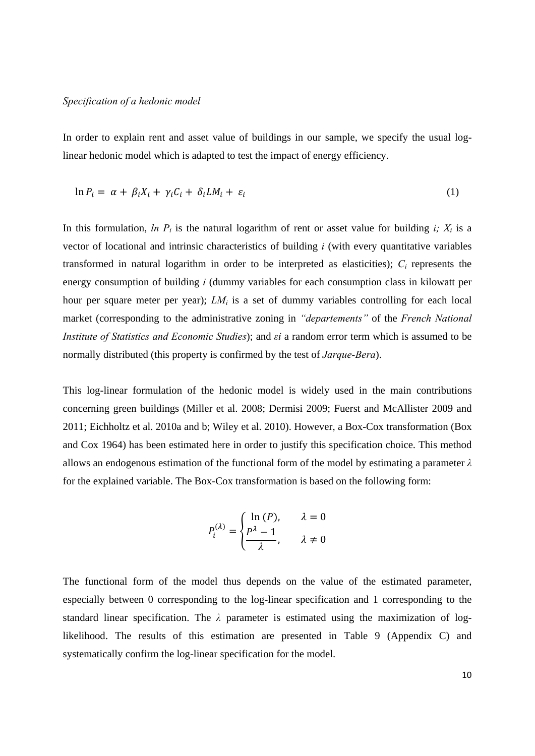*Specification of a hedonic model*

In order to explain rent and asset value of buildings in our sample, we specify the usual log-linear hedonic model which is adapted to test the impact of energy efficiency.

$$\ln P_i = \alpha + \beta_i X_i + \gamma_i C_i + \delta_i LM_i + \varepsilon_i \tag{1}$$

In this formulation, $\ln P_i$ is the natural logarithm of rent or asset value for building $i$; $X_i$ is a vector of locational and intrinsic characteristics of building $i$ (with every quantitative variables transformed in natural logarithm in order to be interpreted as elasticities); $C_i$ represents the energy consumption of building $i$ (dummy variables for each consumption class in kilowatt per hour per square meter per year); $LM_i$ is a set of dummy variables controlling for each local market (corresponding to the administrative zoning in *"departements"* of the *French National Institute of Statistics and Economic Studies*); and $\varepsilon i$ a random error term which is assumed to be normally distributed (this property is confirmed by the test of *Jarque-Bera*).

This log-linear formulation of the hedonic model is widely used in the main contributions concerning green buildings (Miller et al. 2008; Dermisi 2009; Fuerst and McAllister 2009 and 2011; Eichholtz et al. 2010a and b; Wiley et al. 2010). However, a Box-Cox transformation (Box and Cox 1964) has been estimated here in order to justify this specification choice. This method allows an endogenous estimation of the functional form of the model by estimating a parameter $\lambda$ for the explained variable. The Box-Cox transformation is based on the following form:

$$P_i^{(\lambda)} = \begin{cases} \ln(P), & \lambda = 0 \\ \dfrac{P^\lambda - 1}{\lambda}, & \lambda \neq 0 \end{cases}$$

The functional form of the model thus depends on the value of the estimated parameter, especially between 0 corresponding to the log-linear specification and 1 corresponding to the standard linear specification. The $\lambda$ parameter is estimated using the maximization of log-likelihood. The results of this estimation are presented in Table 9 (Appendix C) and systematically confirm the log-linear specification for the model.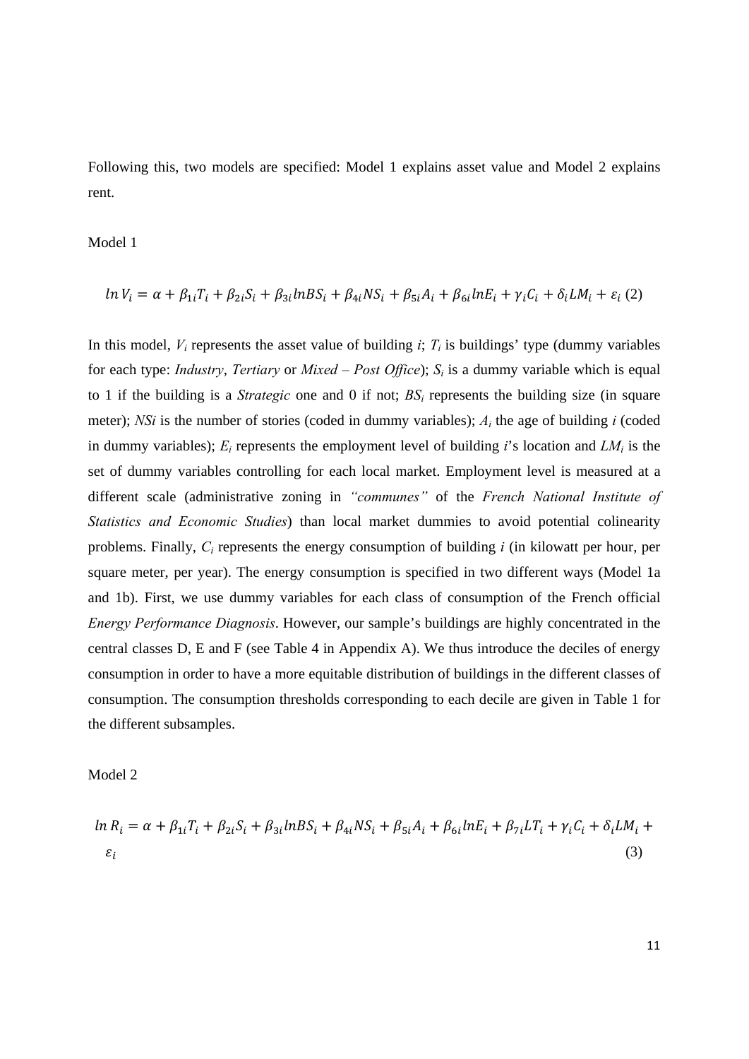Following this, two models are specified: Model 1 explains asset value and Model 2 explains rent.

Model 1

$$ln\, V_i = \alpha + \beta_{1i}T_i + \beta_{2i}S_i + \beta_{3i}lnBS_i + \beta_{4i}NS_i + \beta_{5i}A_i + \beta_{6i}lnE_i + \gamma_i C_i + \delta_i LM_i + \varepsilon_i \quad (2)$$

In this model, $V_i$ represents the asset value of building $i$; $T_i$ is buildings' type (dummy variables for each type: *Industry*, *Tertiary* or *Mixed – Post Office*); $S_i$ is a dummy variable which is equal to 1 if the building is a *Strategic* one and 0 if not; $BS_i$ represents the building size (in square meter); $NSi$ is the number of stories (coded in dummy variables); $A_i$ the age of building $i$ (coded in dummy variables); $E_i$ represents the employment level of building $i$'s location and $LM_i$ is the set of dummy variables controlling for each local market. Employment level is measured at a different scale (administrative zoning in *"communes"* of the *French National Institute of Statistics and Economic Studies*) than local market dummies to avoid potential colinearity problems. Finally, $C_i$ represents the energy consumption of building $i$ (in kilowatt per hour, per square meter, per year). The energy consumption is specified in two different ways (Model 1a and 1b). First, we use dummy variables for each class of consumption of the French official *Energy Performance Diagnosis*. However, our sample's buildings are highly concentrated in the central classes D, E and F (see Table 4 in Appendix A). We thus introduce the deciles of energy consumption in order to have a more equitable distribution of buildings in the different classes of consumption. The consumption thresholds corresponding to each decile are given in Table 1 for the different subsamples.

Model 2

$$ln\, R_i = \alpha + \beta_{1i}T_i + \beta_{2i}S_i + \beta_{3i}lnBS_i + \beta_{4i}NS_i + \beta_{5i}A_i + \beta_{6i}lnE_i + \beta_{7i}LT_i + \gamma_i C_i + \delta_i LM_i + \varepsilon_i \quad (3)$$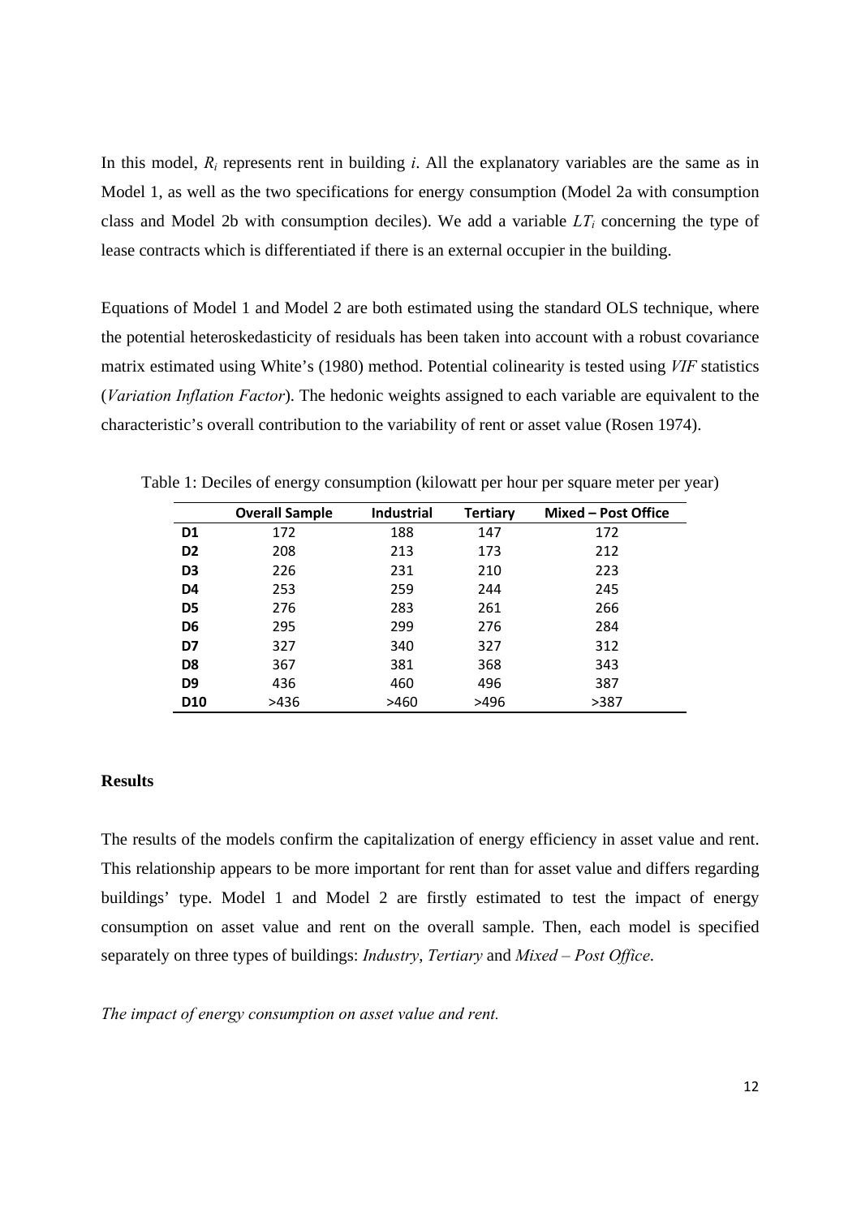In this model, $R_i$ represents rent in building *i*. All the explanatory variables are the same as in Model 1, as well as the two specifications for energy consumption (Model 2a with consumption class and Model 2b with consumption deciles). We add a variable $LT_i$ concerning the type of lease contracts which is differentiated if there is an external occupier in the building.

Equations of Model 1 and Model 2 are both estimated using the standard OLS technique, where the potential heteroskedasticity of residuals has been taken into account with a robust covariance matrix estimated using White's (1980) method. Potential colinearity is tested using *VIF* statistics (*Variation Inflation Factor*). The hedonic weights assigned to each variable are equivalent to the characteristic's overall contribution to the variability of rent or asset value (Rosen 1974).

Table 1: Deciles of energy consumption (kilowatt per hour per square meter per year)

| | Overall Sample | Industrial | Tertiary | Mixed – Post Office |
|---|---|---|---|---|
| **D1** | 172 | 188 | 147 | 172 |
| **D2** | 208 | 213 | 173 | 212 |
| **D3** | 226 | 231 | 210 | 223 |
| **D4** | 253 | 259 | 244 | 245 |
| **D5** | 276 | 283 | 261 | 266 |
| **D6** | 295 | 299 | 276 | 284 |
| **D7** | 327 | 340 | 327 | 312 |
| **D8** | 367 | 381 | 368 | 343 |
| **D9** | 436 | 460 | 496 | 387 |
| **D10** | >436 | >460 | >496 | >387 |

**Results**

The results of the models confirm the capitalization of energy efficiency in asset value and rent. This relationship appears to be more important for rent than for asset value and differs regarding buildings' type. Model 1 and Model 2 are firstly estimated to test the impact of energy consumption on asset value and rent on the overall sample. Then, each model is specified separately on three types of buildings: *Industry*, *Tertiary* and *Mixed – Post Office*.

*The impact of energy consumption on asset value and rent.*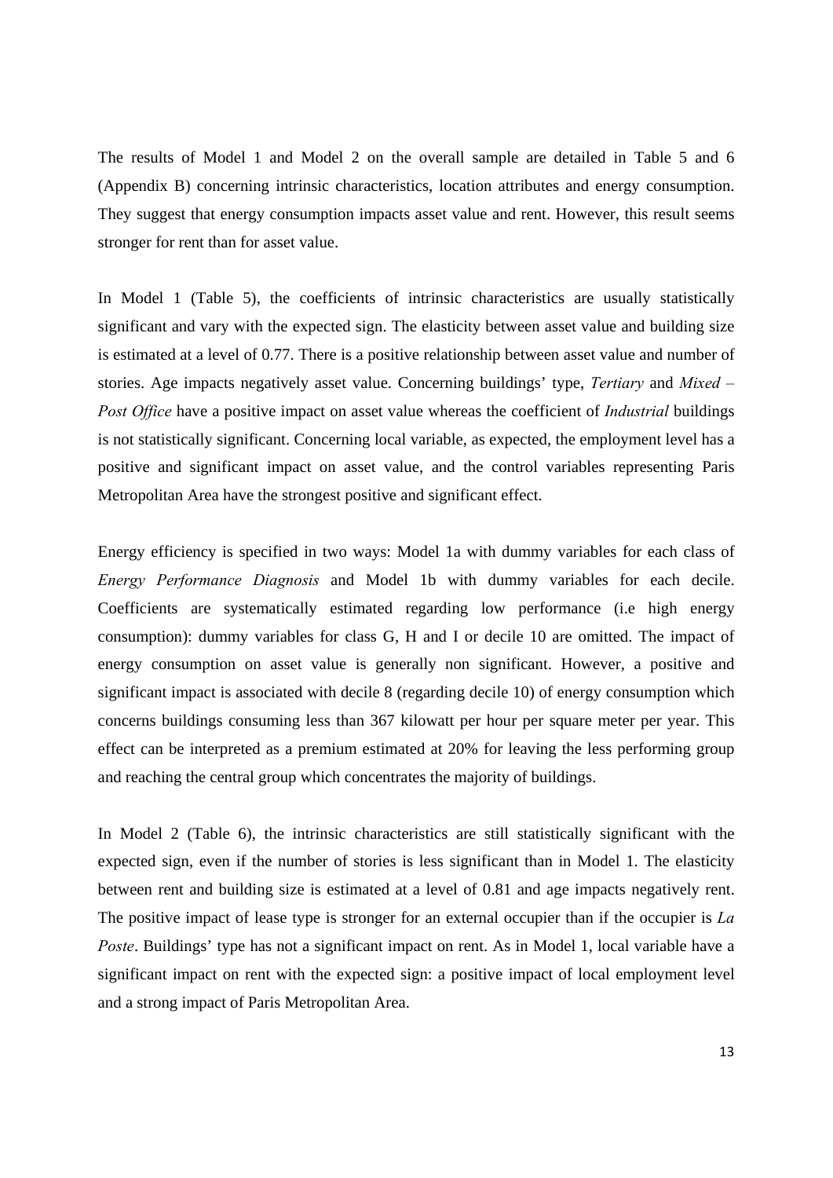The results of Model 1 and Model 2 on the overall sample are detailed in Table 5 and 6 (Appendix B) concerning intrinsic characteristics, location attributes and energy consumption. They suggest that energy consumption impacts asset value and rent. However, this result seems stronger for rent than for asset value.

In Model 1 (Table 5), the coefficients of intrinsic characteristics are usually statistically significant and vary with the expected sign. The elasticity between asset value and building size is estimated at a level of 0.77. There is a positive relationship between asset value and number of stories. Age impacts negatively asset value. Concerning buildings' type, *Tertiary* and *Mixed – Post Office* have a positive impact on asset value whereas the coefficient of *Industrial* buildings is not statistically significant. Concerning local variable, as expected, the employment level has a positive and significant impact on asset value, and the control variables representing Paris Metropolitan Area have the strongest positive and significant effect.

Energy efficiency is specified in two ways: Model 1a with dummy variables for each class of *Energy Performance Diagnosis* and Model 1b with dummy variables for each decile. Coefficients are systematically estimated regarding low performance (i.e high energy consumption): dummy variables for class G, H and I or decile 10 are omitted. The impact of energy consumption on asset value is generally non significant. However, a positive and significant impact is associated with decile 8 (regarding decile 10) of energy consumption which concerns buildings consuming less than 367 kilowatt per hour per square meter per year. This effect can be interpreted as a premium estimated at 20% for leaving the less performing group and reaching the central group which concentrates the majority of buildings.

In Model 2 (Table 6), the intrinsic characteristics are still statistically significant with the expected sign, even if the number of stories is less significant than in Model 1. The elasticity between rent and building size is estimated at a level of 0.81 and age impacts negatively rent. The positive impact of lease type is stronger for an external occupier than if the occupier is *La Poste*. Buildings' type has not a significant impact on rent. As in Model 1, local variable have a significant impact on rent with the expected sign: a positive impact of local employment level and a strong impact of Paris Metropolitan Area.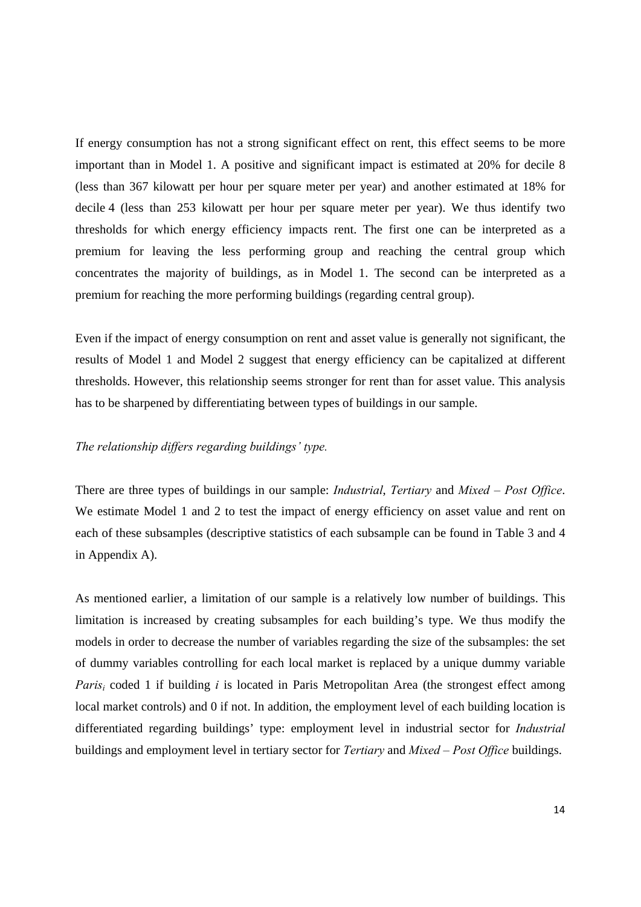If energy consumption has not a strong significant effect on rent, this effect seems to be more important than in Model 1. A positive and significant impact is estimated at 20% for decile 8 (less than 367 kilowatt per hour per square meter per year) and another estimated at 18% for decile 4 (less than 253 kilowatt per hour per square meter per year). We thus identify two thresholds for which energy efficiency impacts rent. The first one can be interpreted as a premium for leaving the less performing group and reaching the central group which concentrates the majority of buildings, as in Model 1. The second can be interpreted as a premium for reaching the more performing buildings (regarding central group).

Even if the impact of energy consumption on rent and asset value is generally not significant, the results of Model 1 and Model 2 suggest that energy efficiency can be capitalized at different thresholds. However, this relationship seems stronger for rent than for asset value. This analysis has to be sharpened by differentiating between types of buildings in our sample.

*The relationship differs regarding buildings' type.*

There are three types of buildings in our sample: *Industrial*, *Tertiary* and *Mixed – Post Office*. We estimate Model 1 and 2 to test the impact of energy efficiency on asset value and rent on each of these subsamples (descriptive statistics of each subsample can be found in Table 3 and 4 in Appendix A).

As mentioned earlier, a limitation of our sample is a relatively low number of buildings. This limitation is increased by creating subsamples for each building's type. We thus modify the models in order to decrease the number of variables regarding the size of the subsamples: the set of dummy variables controlling for each local market is replaced by a unique dummy variable $Paris_i$ coded 1 if building $i$ is located in Paris Metropolitan Area (the strongest effect among local market controls) and 0 if not. In addition, the employment level of each building location is differentiated regarding buildings' type: employment level in industrial sector for *Industrial* buildings and employment level in tertiary sector for *Tertiary* and *Mixed – Post Office* buildings.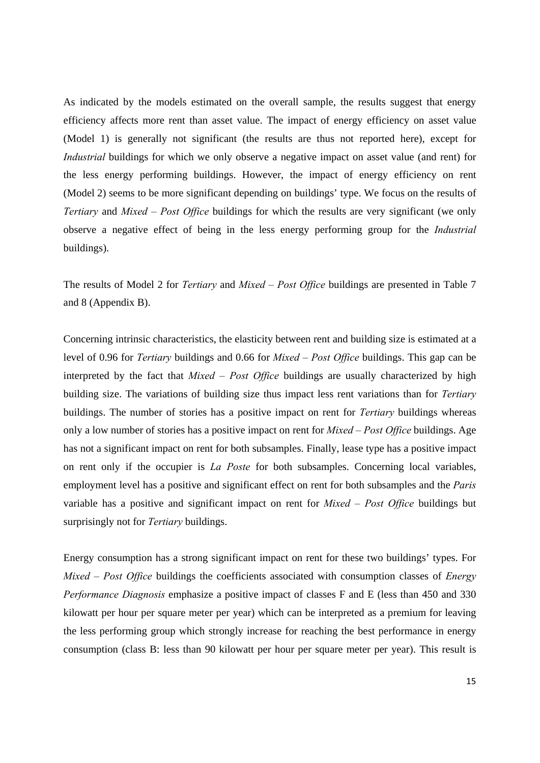As indicated by the models estimated on the overall sample, the results suggest that energy efficiency affects more rent than asset value. The impact of energy efficiency on asset value (Model 1) is generally not significant (the results are thus not reported here), except for *Industrial* buildings for which we only observe a negative impact on asset value (and rent) for the less energy performing buildings. However, the impact of energy efficiency on rent (Model 2) seems to be more significant depending on buildings' type. We focus on the results of *Tertiary* and *Mixed – Post Office* buildings for which the results are very significant (we only observe a negative effect of being in the less energy performing group for the *Industrial* buildings).

The results of Model 2 for *Tertiary* and *Mixed – Post Office* buildings are presented in Table 7 and 8 (Appendix B).

Concerning intrinsic characteristics, the elasticity between rent and building size is estimated at a level of 0.96 for *Tertiary* buildings and 0.66 for *Mixed – Post Office* buildings. This gap can be interpreted by the fact that *Mixed – Post Office* buildings are usually characterized by high building size. The variations of building size thus impact less rent variations than for *Tertiary* buildings. The number of stories has a positive impact on rent for *Tertiary* buildings whereas only a low number of stories has a positive impact on rent for *Mixed – Post Office* buildings. Age has not a significant impact on rent for both subsamples. Finally, lease type has a positive impact on rent only if the occupier is *La Poste* for both subsamples. Concerning local variables, employment level has a positive and significant effect on rent for both subsamples and the *Paris* variable has a positive and significant impact on rent for *Mixed – Post Office* buildings but surprisingly not for *Tertiary* buildings.

Energy consumption has a strong significant impact on rent for these two buildings' types. For *Mixed – Post Office* buildings the coefficients associated with consumption classes of *Energy Performance Diagnosis* emphasize a positive impact of classes F and E (less than 450 and 330 kilowatt per hour per square meter per year) which can be interpreted as a premium for leaving the less performing group which strongly increase for reaching the best performance in energy consumption (class B: less than 90 kilowatt per hour per square meter per year). This result is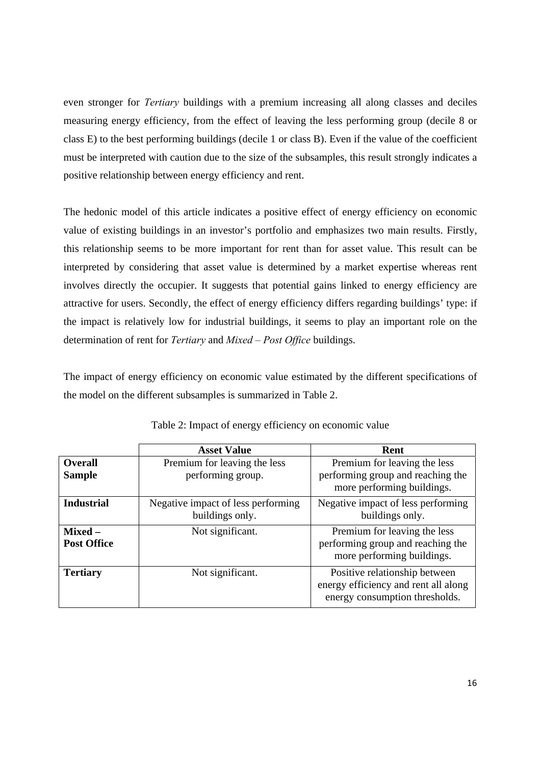even stronger for *Tertiary* buildings with a premium increasing all along classes and deciles measuring energy efficiency, from the effect of leaving the less performing group (decile 8 or class E) to the best performing buildings (decile 1 or class B). Even if the value of the coefficient must be interpreted with caution due to the size of the subsamples, this result strongly indicates a positive relationship between energy efficiency and rent.

The hedonic model of this article indicates a positive effect of energy efficiency on economic value of existing buildings in an investor's portfolio and emphasizes two main results. Firstly, this relationship seems to be more important for rent than for asset value. This result can be interpreted by considering that asset value is determined by a market expertise whereas rent involves directly the occupier. It suggests that potential gains linked to energy efficiency are attractive for users. Secondly, the effect of energy efficiency differs regarding buildings' type: if the impact is relatively low for industrial buildings, it seems to play an important role on the determination of rent for *Tertiary* and *Mixed – Post Office* buildings.

The impact of energy efficiency on economic value estimated by the different specifications of the model on the different subsamples is summarized in Table 2.

Table 2: Impact of energy efficiency on economic value

| | **Asset Value** | **Rent** |
|---|---|---|
| **Overall Sample** | Premium for leaving the less performing group. | Premium for leaving the less performing group and reaching the more performing buildings. |
| **Industrial** | Negative impact of less performing buildings only. | Negative impact of less performing buildings only. |
| **Mixed – Post Office** | Not significant. | Premium for leaving the less performing group and reaching the more performing buildings. |
| **Tertiary** | Not significant. | Positive relationship between energy efficiency and rent all along energy consumption thresholds. |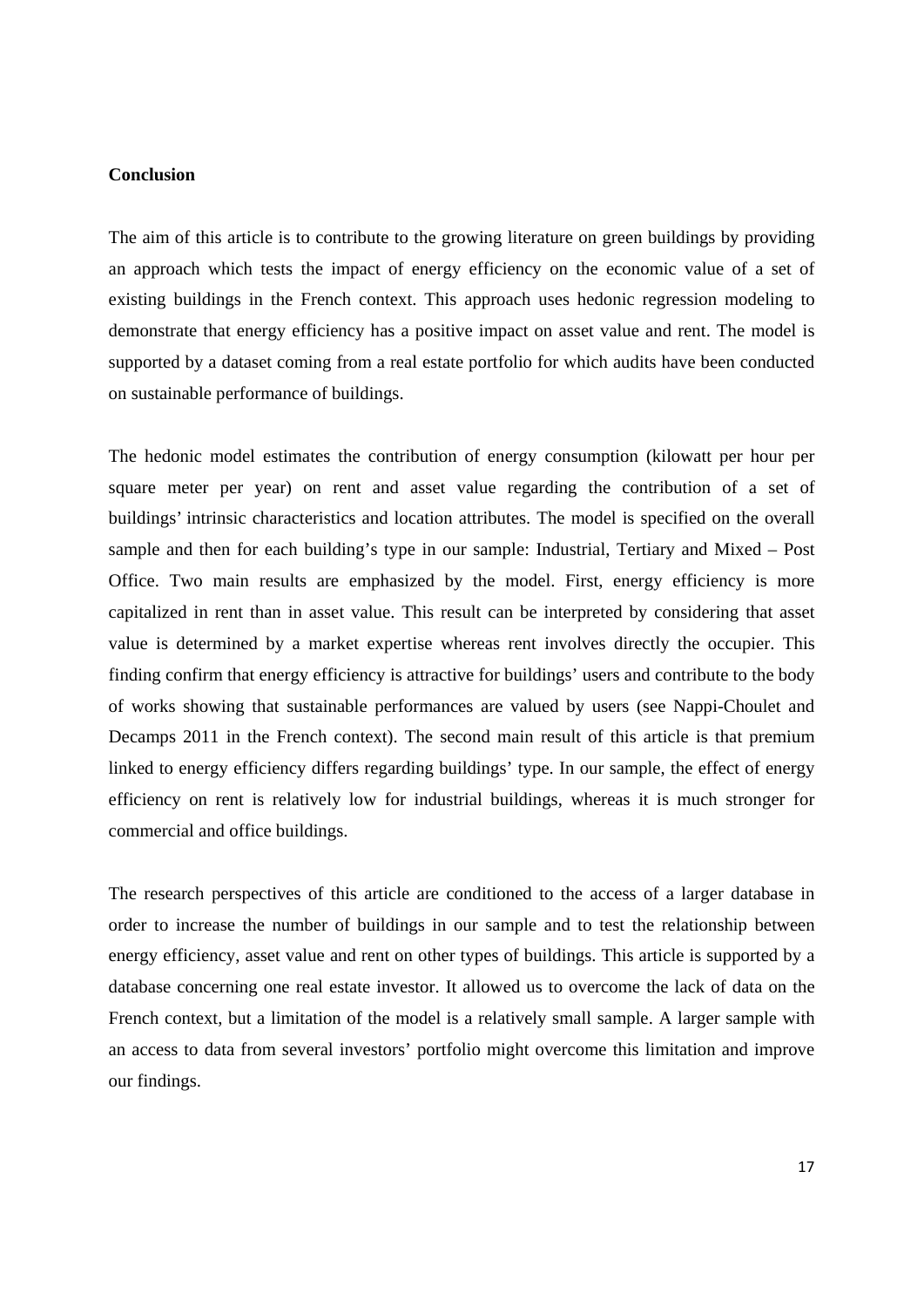**Conclusion**

The aim of this article is to contribute to the growing literature on green buildings by providing an approach which tests the impact of energy efficiency on the economic value of a set of existing buildings in the French context. This approach uses hedonic regression modeling to demonstrate that energy efficiency has a positive impact on asset value and rent. The model is supported by a dataset coming from a real estate portfolio for which audits have been conducted on sustainable performance of buildings.

The hedonic model estimates the contribution of energy consumption (kilowatt per hour per square meter per year) on rent and asset value regarding the contribution of a set of buildings' intrinsic characteristics and location attributes. The model is specified on the overall sample and then for each building's type in our sample: Industrial, Tertiary and Mixed – Post Office. Two main results are emphasized by the model. First, energy efficiency is more capitalized in rent than in asset value. This result can be interpreted by considering that asset value is determined by a market expertise whereas rent involves directly the occupier. This finding confirm that energy efficiency is attractive for buildings' users and contribute to the body of works showing that sustainable performances are valued by users (see Nappi-Choulet and Decamps 2011 in the French context). The second main result of this article is that premium linked to energy efficiency differs regarding buildings' type. In our sample, the effect of energy efficiency on rent is relatively low for industrial buildings, whereas it is much stronger for commercial and office buildings.

The research perspectives of this article are conditioned to the access of a larger database in order to increase the number of buildings in our sample and to test the relationship between energy efficiency, asset value and rent on other types of buildings. This article is supported by a database concerning one real estate investor. It allowed us to overcome the lack of data on the French context, but a limitation of the model is a relatively small sample. A larger sample with an access to data from several investors' portfolio might overcome this limitation and improve our findings.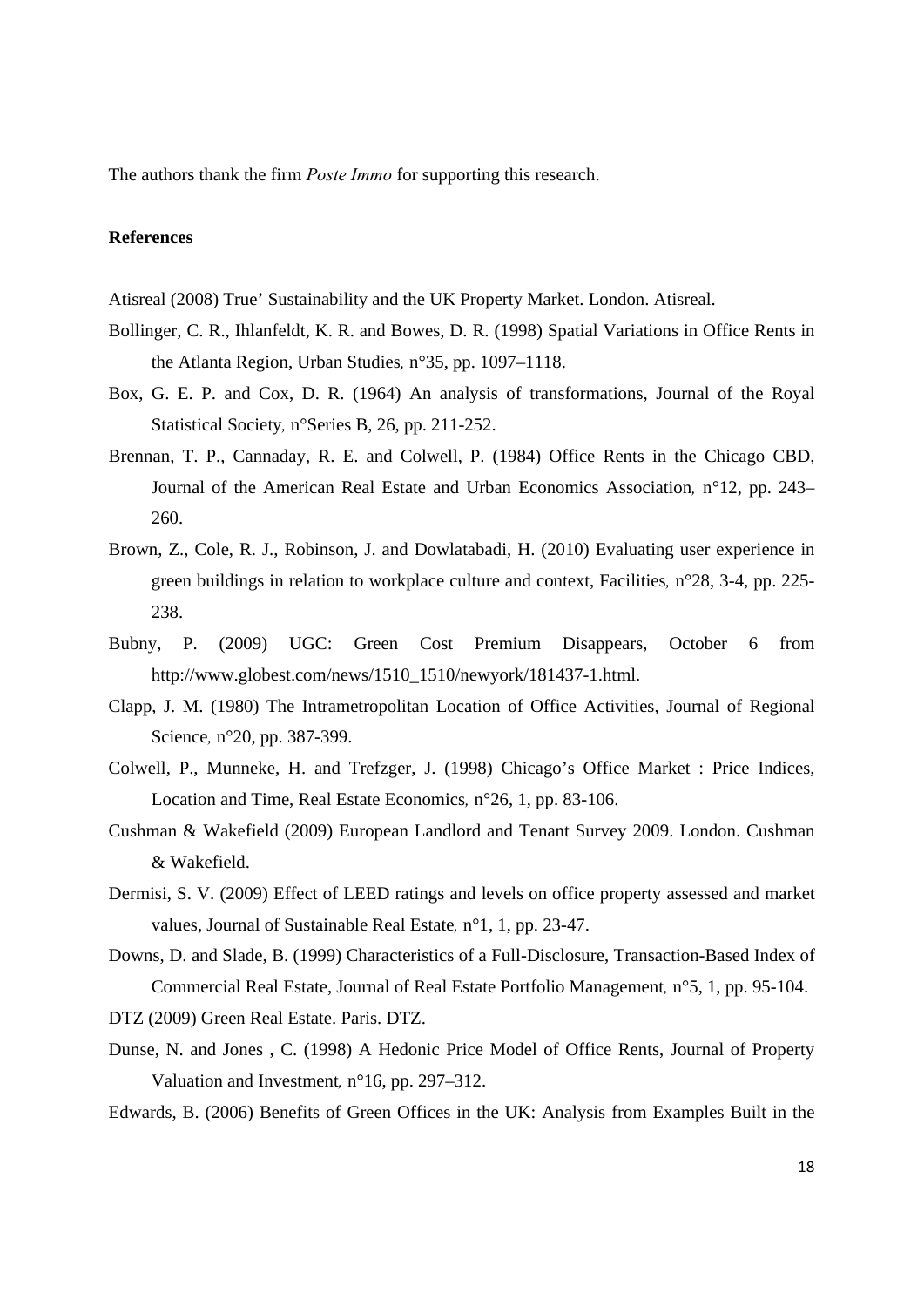The authors thank the firm *Poste Immo* for supporting this research.

**References**

Atisreal (2008) True' Sustainability and the UK Property Market. London. Atisreal.

Bollinger, C. R., Ihlanfeldt, K. R. and Bowes, D. R. (1998) Spatial Variations in Office Rents in the Atlanta Region, Urban Studies, n°35, pp. 1097–1118.

Box, G. E. P. and Cox, D. R. (1964) An analysis of transformations, Journal of the Royal Statistical Society, n°Series B, 26, pp. 211-252.

Brennan, T. P., Cannaday, R. E. and Colwell, P. (1984) Office Rents in the Chicago CBD, Journal of the American Real Estate and Urban Economics Association, n°12, pp. 243–260.

Brown, Z., Cole, R. J., Robinson, J. and Dowlatabadi, H. (2010) Evaluating user experience in green buildings in relation to workplace culture and context, Facilities, n°28, 3-4, pp. 225-238.

Bubny, P. (2009) UGC: Green Cost Premium Disappears, October 6 from http://www.globest.com/news/1510_1510/newyork/181437-1.html.

Clapp, J. M. (1980) The Intrametropolitan Location of Office Activities, Journal of Regional Science, n°20, pp. 387-399.

Colwell, P., Munneke, H. and Trefzger, J. (1998) Chicago's Office Market : Price Indices, Location and Time, Real Estate Economics, n°26, 1, pp. 83-106.

Cushman & Wakefield (2009) European Landlord and Tenant Survey 2009. London. Cushman & Wakefield.

Dermisi, S. V. (2009) Effect of LEED ratings and levels on office property assessed and market values, Journal of Sustainable Real Estate, n°1, 1, pp. 23-47.

Downs, D. and Slade, B. (1999) Characteristics of a Full-Disclosure, Transaction-Based Index of Commercial Real Estate, Journal of Real Estate Portfolio Management, n°5, 1, pp. 95-104.

DTZ (2009) Green Real Estate. Paris. DTZ.

Dunse, N. and Jones , C. (1998) A Hedonic Price Model of Office Rents, Journal of Property Valuation and Investment, n°16, pp. 297–312.

Edwards, B. (2006) Benefits of Green Offices in the UK: Analysis from Examples Built in the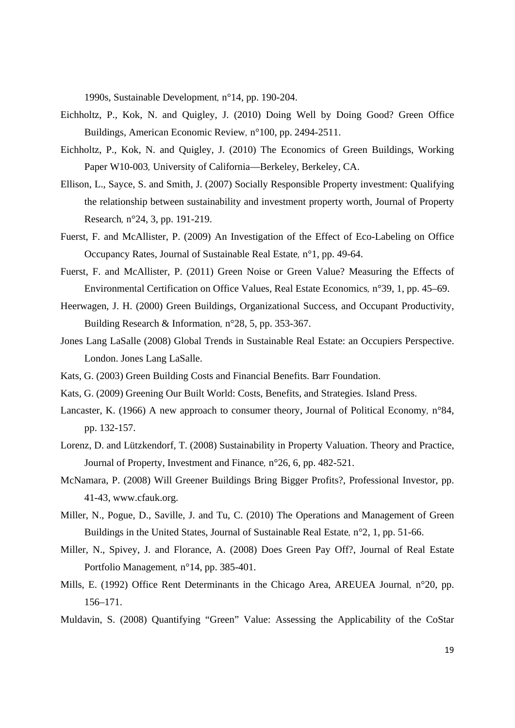1990s, Sustainable Development, n°14, pp. 190-204.

Eichholtz, P., Kok, N. and Quigley, J. (2010) Doing Well by Doing Good? Green Office Buildings, American Economic Review, n°100, pp. 2494-2511.

Eichholtz, P., Kok, N. and Quigley, J. (2010) The Economics of Green Buildings, Working Paper W10-003, University of California—Berkeley, Berkeley, CA.

Ellison, L., Sayce, S. and Smith, J. (2007) Socially Responsible Property investment: Qualifying the relationship between sustainability and investment property worth, Journal of Property Research, n°24, 3, pp. 191-219.

Fuerst, F. and McAllister, P. (2009) An Investigation of the Effect of Eco-Labeling on Office Occupancy Rates, Journal of Sustainable Real Estate, n°1, pp. 49-64.

Fuerst, F. and McAllister, P. (2011) Green Noise or Green Value? Measuring the Effects of Environmental Certification on Office Values, Real Estate Economics, n°39, 1, pp. 45–69.

Heerwagen, J. H. (2000) Green Buildings, Organizational Success, and Occupant Productivity, Building Research & Information, n°28, 5, pp. 353-367.

Jones Lang LaSalle (2008) Global Trends in Sustainable Real Estate: an Occupiers Perspective. London. Jones Lang LaSalle.

Kats, G. (2003) Green Building Costs and Financial Benefits. Barr Foundation.

Kats, G. (2009) Greening Our Built World: Costs, Benefits, and Strategies. Island Press.

Lancaster, K. (1966) A new approach to consumer theory, Journal of Political Economy, n°84, pp. 132-157.

Lorenz, D. and Lützkendorf, T. (2008) Sustainability in Property Valuation. Theory and Practice, Journal of Property, Investment and Finance, n°26, 6, pp. 482-521.

McNamara, P. (2008) Will Greener Buildings Bring Bigger Profits?, Professional Investor, pp. 41-43, www.cfauk.org.

Miller, N., Pogue, D., Saville, J. and Tu, C. (2010) The Operations and Management of Green Buildings in the United States, Journal of Sustainable Real Estate, n°2, 1, pp. 51-66.

Miller, N., Spivey, J. and Florance, A. (2008) Does Green Pay Off?, Journal of Real Estate Portfolio Management, n°14, pp. 385-401.

Mills, E. (1992) Office Rent Determinants in the Chicago Area, AREUEA Journal, n°20, pp. 156–171.

Muldavin, S. (2008) Quantifying "Green" Value: Assessing the Applicability of the CoStar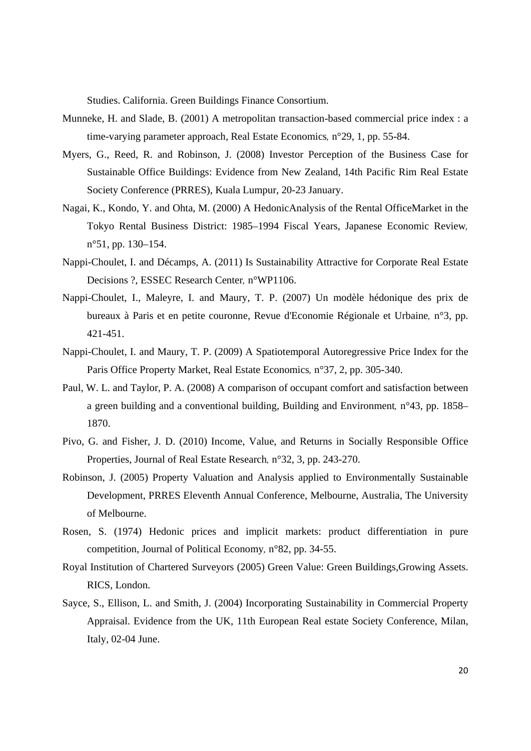Studies. California. Green Buildings Finance Consortium.

Munneke, H. and Slade, B. (2001) A metropolitan transaction-based commercial price index : a time-varying parameter approach, Real Estate Economics, n°29, 1, pp. 55-84.

Myers, G., Reed, R. and Robinson, J. (2008) Investor Perception of the Business Case for Sustainable Office Buildings: Evidence from New Zealand, 14th Pacific Rim Real Estate Society Conference (PRRES), Kuala Lumpur, 20-23 January.

Nagai, K., Kondo, Y. and Ohta, M. (2000) A HedonicAnalysis of the Rental OfficeMarket in the Tokyo Rental Business District: 1985–1994 Fiscal Years, Japanese Economic Review, n°51, pp. 130–154.

Nappi-Choulet, I. and Décamps, A. (2011) Is Sustainability Attractive for Corporate Real Estate Decisions ?, ESSEC Research Center, n°WP1106.

Nappi-Choulet, I., Maleyre, I. and Maury, T. P. (2007) Un modèle hédonique des prix de bureaux à Paris et en petite couronne, Revue d'Economie Régionale et Urbaine, n°3, pp. 421-451.

Nappi-Choulet, I. and Maury, T. P. (2009) A Spatiotemporal Autoregressive Price Index for the Paris Office Property Market, Real Estate Economics, n°37, 2, pp. 305-340.

Paul, W. L. and Taylor, P. A. (2008) A comparison of occupant comfort and satisfaction between a green building and a conventional building, Building and Environment, n°43, pp. 1858–1870.

Pivo, G. and Fisher, J. D. (2010) Income, Value, and Returns in Socially Responsible Office Properties, Journal of Real Estate Research, n°32, 3, pp. 243-270.

Robinson, J. (2005) Property Valuation and Analysis applied to Environmentally Sustainable Development, PRRES Eleventh Annual Conference, Melbourne, Australia, The University of Melbourne.

Rosen, S. (1974) Hedonic prices and implicit markets: product differentiation in pure competition, Journal of Political Economy, n°82, pp. 34-55.

Royal Institution of Chartered Surveyors (2005) Green Value: Green Buildings,Growing Assets. RICS, London.

Sayce, S., Ellison, L. and Smith, J. (2004) Incorporating Sustainability in Commercial Property Appraisal. Evidence from the UK, 11th European Real estate Society Conference, Milan, Italy, 02-04 June.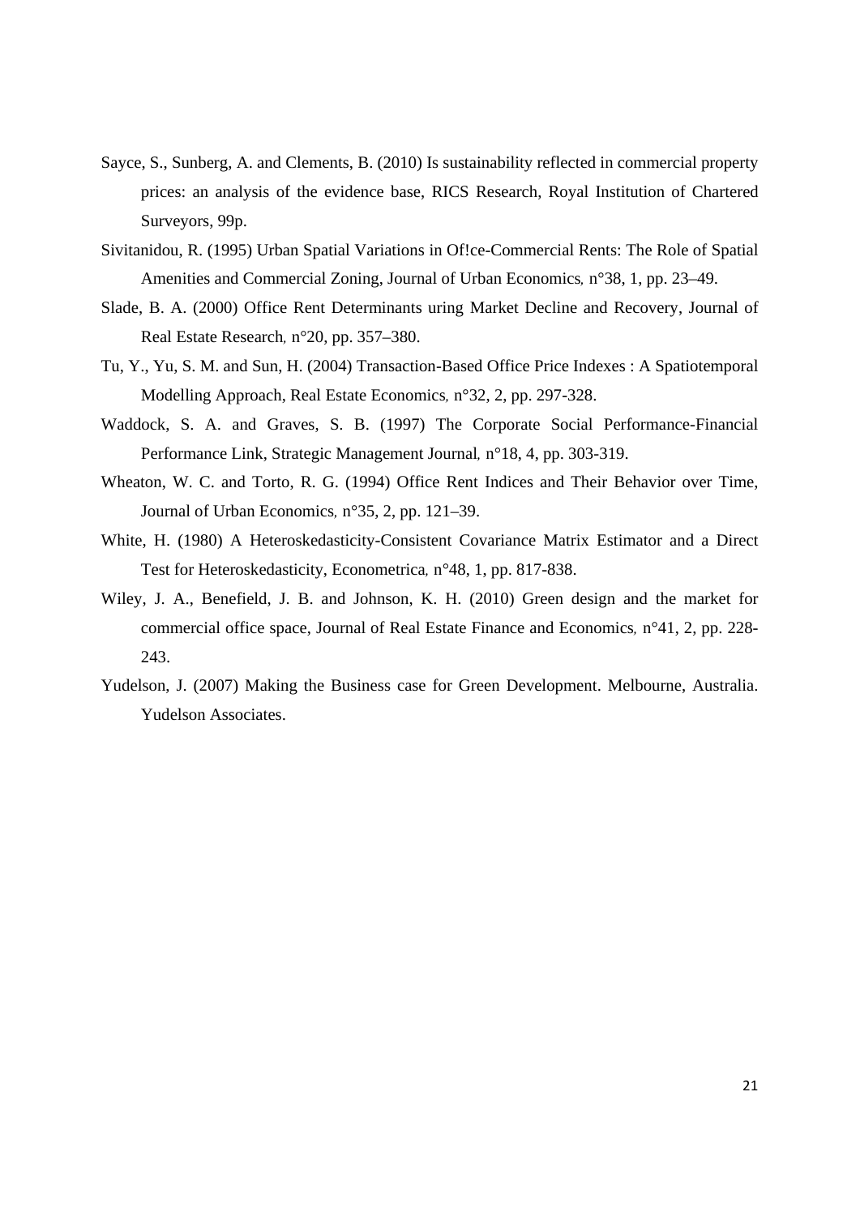Sayce, S., Sunberg, A. and Clements, B. (2010) Is sustainability reflected in commercial property prices: an analysis of the evidence base, RICS Research, Royal Institution of Chartered Surveyors, 99p.

Sivitanidou, R. (1995) Urban Spatial Variations in Of!ce-Commercial Rents: The Role of Spatial Amenities and Commercial Zoning, Journal of Urban Economics, n°38, 1, pp. 23–49.

Slade, B. A. (2000) Office Rent Determinants uring Market Decline and Recovery, Journal of Real Estate Research, n°20, pp. 357–380.

Tu, Y., Yu, S. M. and Sun, H. (2004) Transaction-Based Office Price Indexes : A Spatiotemporal Modelling Approach, Real Estate Economics, n°32, 2, pp. 297-328.

Waddock, S. A. and Graves, S. B. (1997) The Corporate Social Performance-Financial Performance Link, Strategic Management Journal, n°18, 4, pp. 303-319.

Wheaton, W. C. and Torto, R. G. (1994) Office Rent Indices and Their Behavior over Time, Journal of Urban Economics, n°35, 2, pp. 121–39.

White, H. (1980) A Heteroskedasticity-Consistent Covariance Matrix Estimator and a Direct Test for Heteroskedasticity, Econometrica, n°48, 1, pp. 817-838.

Wiley, J. A., Benefield, J. B. and Johnson, K. H. (2010) Green design and the market for commercial office space, Journal of Real Estate Finance and Economics, n°41, 2, pp. 228-243.

Yudelson, J. (2007) Making the Business case for Green Development. Melbourne, Australia. Yudelson Associates.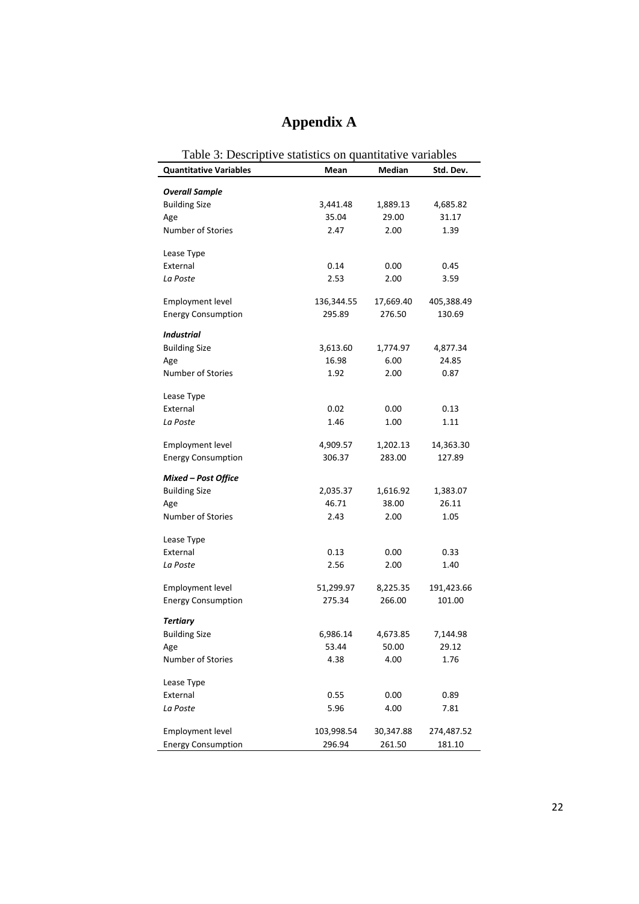# Appendix A

Table 3: Descriptive statistics on quantitative variables

| Quantitative Variables | Mean | Median | Std. Dev. |
|---|---|---|---|
| ***Overall Sample*** | | | |
| Building Size | 3,441.48 | 1,889.13 | 4,685.82 |
| Age | 35.04 | 29.00 | 31.17 |
| Number of Stories | 2.47 | 2.00 | 1.39 |
| Lease Type | | | |
| External | 0.14 | 0.00 | 0.45 |
| *La Poste* | 2.53 | 2.00 | 3.59 |
| Employment level | 136,344.55 | 17,669.40 | 405,388.49 |
| Energy Consumption | 295.89 | 276.50 | 130.69 |
| ***Industrial*** | | | |
| Building Size | 3,613.60 | 1,774.97 | 4,877.34 |
| Age | 16.98 | 6.00 | 24.85 |
| Number of Stories | 1.92 | 2.00 | 0.87 |
| Lease Type | | | |
| External | 0.02 | 0.00 | 0.13 |
| *La Poste* | 1.46 | 1.00 | 1.11 |
| Employment level | 4,909.57 | 1,202.13 | 14,363.30 |
| Energy Consumption | 306.37 | 283.00 | 127.89 |
| ***Mixed – Post Office*** | | | |
| Building Size | 2,035.37 | 1,616.92 | 1,383.07 |
| Age | 46.71 | 38.00 | 26.11 |
| Number of Stories | 2.43 | 2.00 | 1.05 |
| Lease Type | | | |
| External | 0.13 | 0.00 | 0.33 |
| *La Poste* | 2.56 | 2.00 | 1.40 |
| Employment level | 51,299.97 | 8,225.35 | 191,423.66 |
| Energy Consumption | 275.34 | 266.00 | 101.00 |
| ***Tertiary*** | | | |
| Building Size | 6,986.14 | 4,673.85 | 7,144.98 |
| Age | 53.44 | 50.00 | 29.12 |
| Number of Stories | 4.38 | 4.00 | 1.76 |
| Lease Type | | | |
| External | 0.55 | 0.00 | 0.89 |
| *La Poste* | 5.96 | 4.00 | 7.81 |
| Employment level | 103,998.54 | 30,347.88 | 274,487.52 |
| Energy Consumption | 296.94 | 261.50 | 181.10 |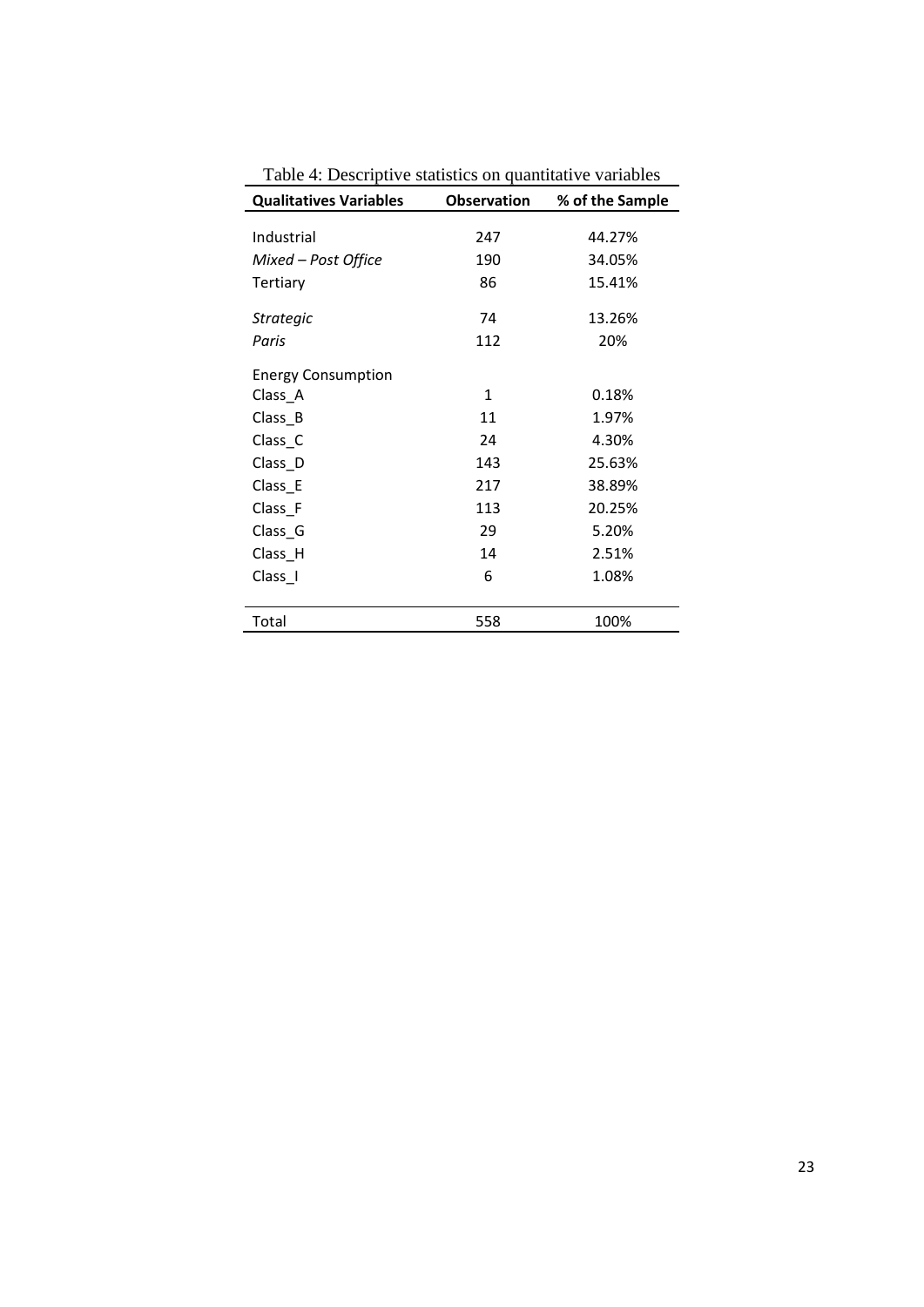Table 4: Descriptive statistics on quantitative variables

| **Qualitatives Variables** | **Observation** | **% of the Sample** |
|---|---|---|
| Industrial | 247 | 44.27% |
| *Mixed – Post Office* | 190 | 34.05% |
| Tertiary | 86 | 15.41% |
| *Strategic* | 74 | 13.26% |
| *Paris* | 112 | 20% |
| Energy Consumption | | |
| Class_A | 1 | 0.18% |
| Class_B | 11 | 1.97% |
| Class_C | 24 | 4.30% |
| Class_D | 143 | 25.63% |
| Class_E | 217 | 38.89% |
| Class_F | 113 | 20.25% |
| Class_G | 29 | 5.20% |
| Class_H | 14 | 2.51% |
| Class_I | 6 | 1.08% |
| Total | 558 | 100% |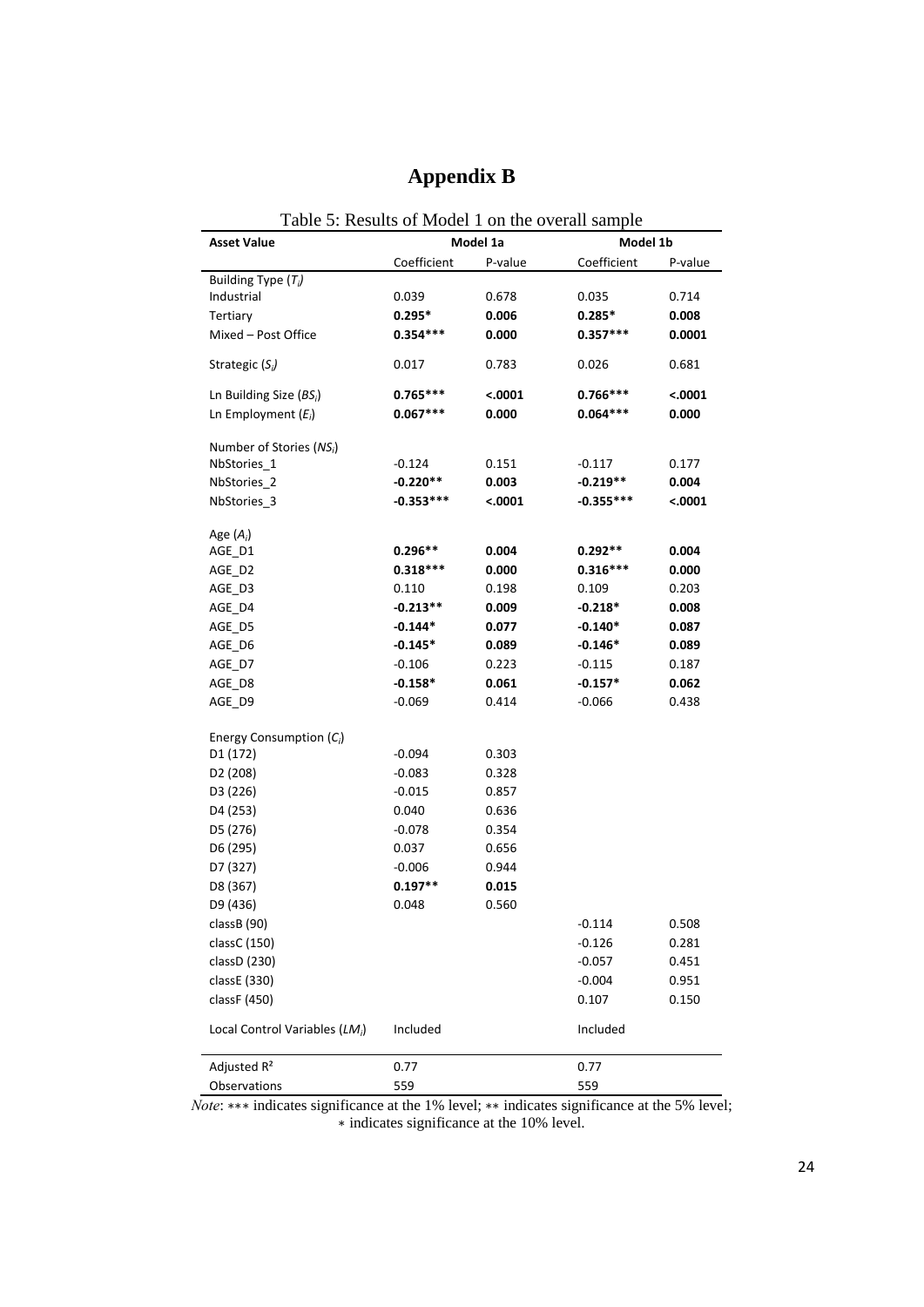# Appendix B

Table 5: Results of Model 1 on the overall sample

| **Asset Value** | **Model 1a** | | **Model 1b** | |
|---|---|---|---|---|
| | Coefficient | P-value | Coefficient | P-value |
| Building Type ($T_i$) | | | | |
| Industrial | 0.039 | 0.678 | 0.035 | 0.714 |
| Tertiary | **0.295*** | **0.006** | **0.285*** | **0.008** |
| Mixed – Post Office | **0.354***** | **0.000** | **0.357***** | **0.0001** |
| Strategic ($S_i$) | 0.017 | 0.783 | 0.026 | 0.681 |
| Ln Building Size ($BS_i$) | **0.765***** | **<.0001** | **0.766***** | **<.0001** |
| Ln Employment ($E_i$) | **0.067***** | **0.000** | **0.064***** | **0.000** |
| Number of Stories ($NS_i$) | | | | |
| NbStories_1 | -0.124 | 0.151 | -0.117 | 0.177 |
| NbStories_2 | **-0.220**** | **0.003** | **-0.219**** | **0.004** |
| NbStories_3 | **-0.353***** | **<.0001** | **-0.355***** | **<.0001** |
| Age ($A_i$) | | | | |
| AGE_D1 | **0.296**** | **0.004** | **0.292**** | **0.004** |
| AGE_D2 | **0.318***** | **0.000** | **0.316***** | **0.000** |
| AGE_D3 | 0.110 | 0.198 | 0.109 | 0.203 |
| AGE_D4 | **-0.213**** | **0.009** | **-0.218*** | **0.008** |
| AGE_D5 | **-0.144*** | **0.077** | **-0.140*** | **0.087** |
| AGE_D6 | **-0.145*** | **0.089** | **-0.146*** | **0.089** |
| AGE_D7 | -0.106 | 0.223 | -0.115 | 0.187 |
| AGE_D8 | **-0.158*** | **0.061** | **-0.157*** | **0.062** |
| AGE_D9 | -0.069 | 0.414 | -0.066 | 0.438 |
| Energy Consumption ($C_i$) | | | | |
| D1 (172) | -0.094 | 0.303 | | |
| D2 (208) | -0.083 | 0.328 | | |
| D3 (226) | -0.015 | 0.857 | | |
| D4 (253) | 0.040 | 0.636 | | |
| D5 (276) | -0.078 | 0.354 | | |
| D6 (295) | 0.037 | 0.656 | | |
| D7 (327) | -0.006 | 0.944 | | |
| D8 (367) | **0.197**** | **0.015** | | |
| D9 (436) | 0.048 | 0.560 | | |
| classB (90) | | | -0.114 | 0.508 |
| classC (150) | | | -0.126 | 0.281 |
| classD (230) | | | -0.057 | 0.451 |
| classE (330) | | | -0.004 | 0.951 |
| classF (450) | | | 0.107 | 0.150 |
| Local Control Variables ($LM_i$) | Included | | Included | |
| Adjusted R² | 0.77 | | 0.77 | |
| Observations | 559 | | 559 | |

*Note*: *** indicates significance at the 1% level; ** indicates significance at the 5% level; * indicates significance at the 10% level.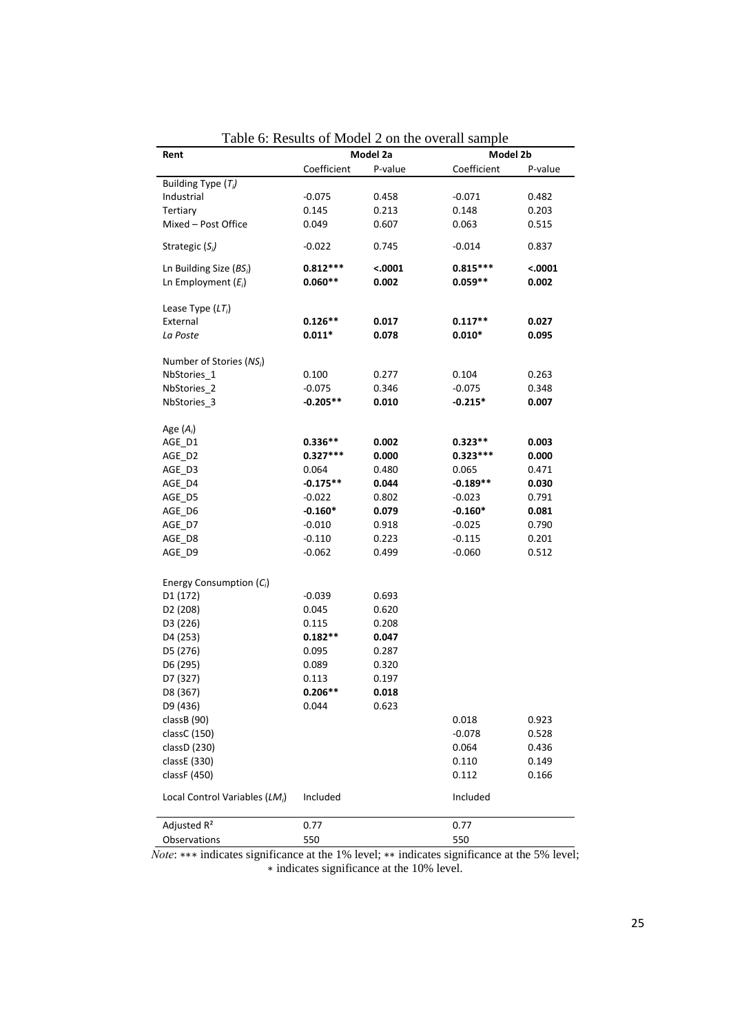Table 6: Results of Model 2 on the overall sample

| Rent | Model 2a | | Model 2b | |
|---|---|---|---|---|
| | Coefficient | P-value | Coefficient | P-value |
| Building Type ($T_i$) | | | | |
| Industrial | -0.075 | 0.458 | -0.071 | 0.482 |
| Tertiary | 0.145 | 0.213 | 0.148 | 0.203 |
| Mixed – Post Office | 0.049 | 0.607 | 0.063 | 0.515 |
| Strategic ($S_i$) | -0.022 | 0.745 | -0.014 | 0.837 |
| Ln Building Size ($BS_i$) | **0.812***\*** | **<.0001** | **0.815***\*** | **<.0001** |
| Ln Employment ($E_i$) | **0.060**** | **0.002** | **0.059**** | **0.002** |
| Lease Type ($LT_i$) | | | | |
| External | **0.126**** | **0.017** | **0.117**** | **0.027** |
| *La Poste* | **0.011*** | **0.078** | **0.010*** | **0.095** |
| Number of Stories ($NS_i$) | | | | |
| NbStories_1 | 0.100 | 0.277 | 0.104 | 0.263 |
| NbStories_2 | -0.075 | 0.346 | -0.075 | 0.348 |
| NbStories_3 | **-0.205**** | **0.010** | **-0.215*** | **0.007** |
| Age ($A_i$) | | | | |
| AGE_D1 | **0.336**** | **0.002** | **0.323**** | **0.003** |
| AGE_D2 | **0.327***\*** | **0.000** | **0.323***\*** | **0.000** |
| AGE_D3 | 0.064 | 0.480 | 0.065 | 0.471 |
| AGE_D4 | **-0.175**** | **0.044** | **-0.189**** | **0.030** |
| AGE_D5 | -0.022 | 0.802 | -0.023 | 0.791 |
| AGE_D6 | **-0.160*** | **0.079** | **-0.160*** | **0.081** |
| AGE_D7 | -0.010 | 0.918 | -0.025 | 0.790 |
| AGE_D8 | -0.110 | 0.223 | -0.115 | 0.201 |
| AGE_D9 | -0.062 | 0.499 | -0.060 | 0.512 |
| Energy Consumption ($C_i$) | | | | |
| D1 (172) | -0.039 | 0.693 | | |
| D2 (208) | 0.045 | 0.620 | | |
| D3 (226) | 0.115 | 0.208 | | |
| D4 (253) | **0.182**** | **0.047** | | |
| D5 (276) | 0.095 | 0.287 | | |
| D6 (295) | 0.089 | 0.320 | | |
| D7 (327) | 0.113 | 0.197 | | |
| D8 (367) | **0.206**** | **0.018** | | |
| D9 (436) | 0.044 | 0.623 | | |
| classB (90) | | | 0.018 | 0.923 |
| classC (150) | | | -0.078 | 0.528 |
| classD (230) | | | 0.064 | 0.436 |
| classE (330) | | | 0.110 | 0.149 |
| classF (450) | | | 0.112 | 0.166 |
| Local Control Variables ($LM_i$) | Included | | Included | |
| Adjusted $R^2$ | 0.77 | | 0.77 | |
| Observations | 550 | | 550 | |

*Note*: *** indicates significance at the 1% level; ** indicates significance at the 5% level; * indicates significance at the 10% level.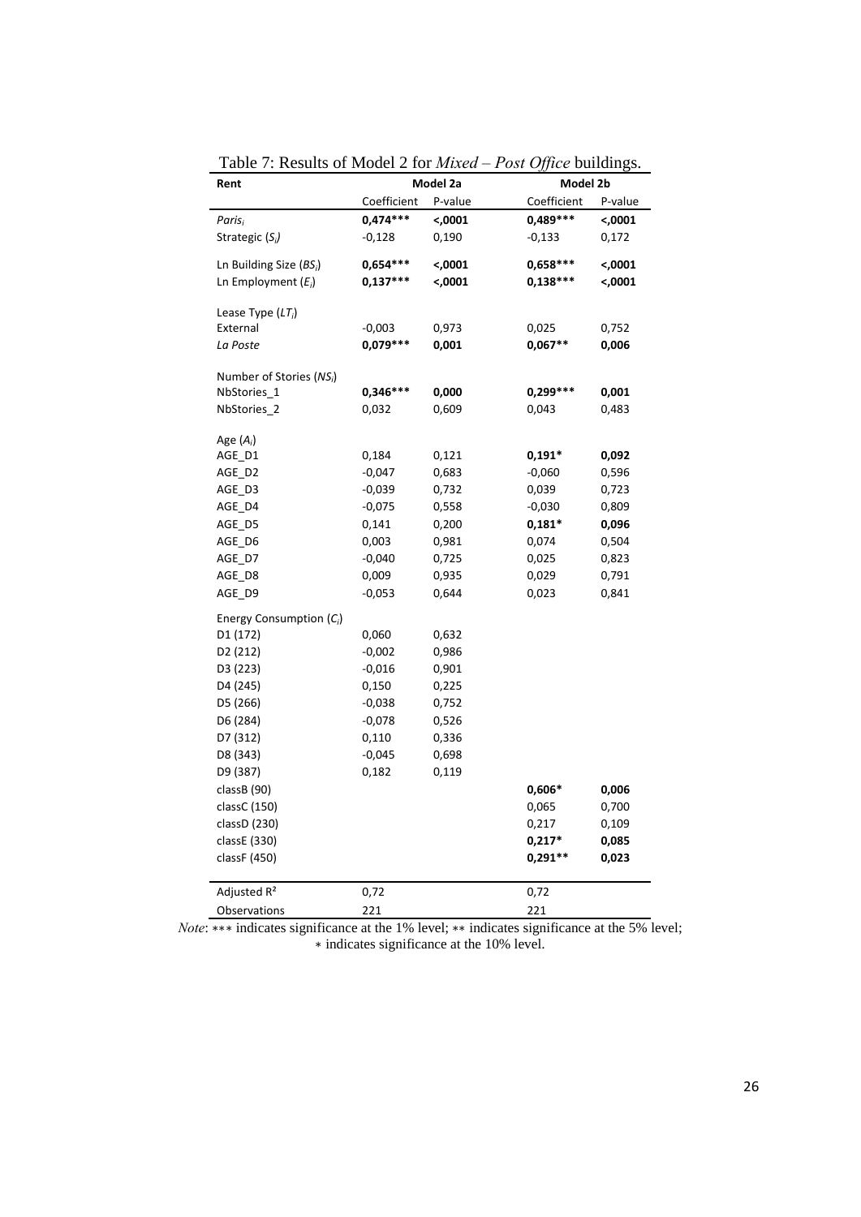Table 7: Results of Model 2 for *Mixed – Post Office* buildings.

| Rent | Model 2a | | Model 2b | |
|---|---|---|---|---|
| | Coefficient | P-value | Coefficient | P-value |
| $Paris_i$ | **0,474\*\*\*** | **<,0001** | **0,489\*\*\*** | **<,0001** |
| Strategic ($S_i$) | -0,128 | 0,190 | -0,133 | 0,172 |
| Ln Building Size ($BS_i$) | **0,654\*\*\*** | **<,0001** | **0,658\*\*\*** | **<,0001** |
| Ln Employment ($E_i$) | **0,137\*\*\*** | **<,0001** | **0,138\*\*\*** | **<,0001** |
| Lease Type ($LT_i$) | | | | |
| External | -0,003 | 0,973 | 0,025 | 0,752 |
| *La Poste* | **0,079\*\*\*** | **0,001** | **0,067\*\*** | **0,006** |
| Number of Stories ($NS_i$) | | | | |
| NbStories_1 | **0,346\*\*\*** | **0,000** | **0,299\*\*\*** | **0,001** |
| NbStories_2 | 0,032 | 0,609 | 0,043 | 0,483 |
| Age ($A_i$) | | | | |
| AGE_D1 | 0,184 | 0,121 | **0,191\*** | **0,092** |
| AGE_D2 | -0,047 | 0,683 | -0,060 | 0,596 |
| AGE_D3 | -0,039 | 0,732 | 0,039 | 0,723 |
| AGE_D4 | -0,075 | 0,558 | -0,030 | 0,809 |
| AGE_D5 | 0,141 | 0,200 | **0,181\*** | **0,096** |
| AGE_D6 | 0,003 | 0,981 | 0,074 | 0,504 |
| AGE_D7 | -0,040 | 0,725 | 0,025 | 0,823 |
| AGE_D8 | 0,009 | 0,935 | 0,029 | 0,791 |
| AGE_D9 | -0,053 | 0,644 | 0,023 | 0,841 |
| Energy Consumption ($C_i$) | | | | |
| D1 (172) | 0,060 | 0,632 | | |
| D2 (212) | -0,002 | 0,986 | | |
| D3 (223) | -0,016 | 0,901 | | |
| D4 (245) | 0,150 | 0,225 | | |
| D5 (266) | -0,038 | 0,752 | | |
| D6 (284) | -0,078 | 0,526 | | |
| D7 (312) | 0,110 | 0,336 | | |
| D8 (343) | -0,045 | 0,698 | | |
| D9 (387) | 0,182 | 0,119 | | |
| classB (90) | | | **0,606\*** | **0,006** |
| classC (150) | | | 0,065 | 0,700 |
| classD (230) | | | 0,217 | 0,109 |
| classE (330) | | | **0,217\*** | **0,085** |
| classF (450) | | | **0,291\*\*** | **0,023** |
| Adjusted R² | 0,72 | | 0,72 | |
| Observations | 221 | | 221 | |

*Note*: ∗∗∗ indicates significance at the 1% level; ∗∗ indicates significance at the 5% level; ∗ indicates significance at the 10% level.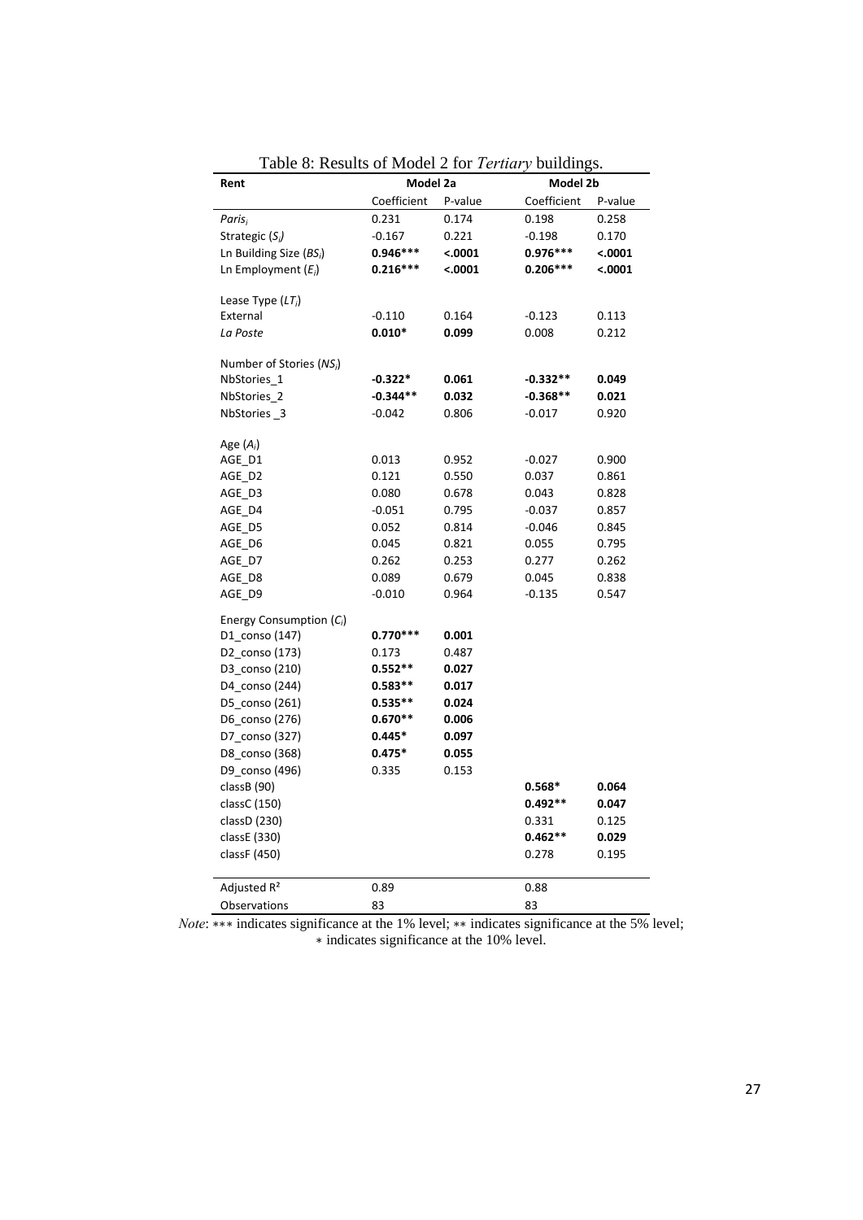Table 8: Results of Model 2 for *Tertiary* buildings.

| Rent | Model 2a | | Model 2b | |
|---|---|---|---|---|
| | Coefficient | P-value | Coefficient | P-value |
| *Paris$_i$* | 0.231 | 0.174 | 0.198 | 0.258 |
| Strategic ($S_i$) | -0.167 | 0.221 | -0.198 | 0.170 |
| Ln Building Size ($BS_i$) | **0.946\*\*\*** | **<.0001** | **0.976\*\*\*** | **<.0001** |
| Ln Employment ($E_i$) | **0.216\*\*\*** | **<.0001** | **0.206\*\*\*** | **<.0001** |
| Lease Type ($LT_i$) | | | | |
| External | -0.110 | 0.164 | -0.123 | 0.113 |
| *La Poste* | **0.010\*** | **0.099** | 0.008 | 0.212 |
| Number of Stories ($NS_i$) | | | | |
| NbStories_1 | **-0.322\*** | **0.061** | **-0.332\*\*** | **0.049** |
| NbStories_2 | **-0.344\*\*** | **0.032** | **-0.368\*\*** | **0.021** |
| NbStories _3 | -0.042 | 0.806 | -0.017 | 0.920 |
| Age ($A_i$) | | | | |
| AGE_D1 | 0.013 | 0.952 | -0.027 | 0.900 |
| AGE_D2 | 0.121 | 0.550 | 0.037 | 0.861 |
| AGE_D3 | 0.080 | 0.678 | 0.043 | 0.828 |
| AGE_D4 | -0.051 | 0.795 | -0.037 | 0.857 |
| AGE_D5 | 0.052 | 0.814 | -0.046 | 0.845 |
| AGE_D6 | 0.045 | 0.821 | 0.055 | 0.795 |
| AGE_D7 | 0.262 | 0.253 | 0.277 | 0.262 |
| AGE_D8 | 0.089 | 0.679 | 0.045 | 0.838 |
| AGE_D9 | -0.010 | 0.964 | -0.135 | 0.547 |
| Energy Consumption ($C_i$) | | | | |
| D1_conso (147) | **0.770\*\*\*** | **0.001** | | |
| D2_conso (173) | 0.173 | 0.487 | | |
| D3_conso (210) | **0.552\*\*** | **0.027** | | |
| D4_conso (244) | **0.583\*\*** | **0.017** | | |
| D5_conso (261) | **0.535\*\*** | **0.024** | | |
| D6_conso (276) | **0.670\*\*** | **0.006** | | |
| D7_conso (327) | **0.445\*** | **0.097** | | |
| D8_conso (368) | **0.475\*** | **0.055** | | |
| D9_conso (496) | 0.335 | 0.153 | | |
| classB (90) | | | **0.568\*** | **0.064** |
| classC (150) | | | **0.492\*\*** | **0.047** |
| classD (230) | | | 0.331 | 0.125 |
| classE (330) | | | **0.462\*\*** | **0.029** |
| classF (450) | | | 0.278 | 0.195 |
| Adjusted $R^2$ | 0.89 | | 0.88 | |
| Observations | 83 | | 83 | |

*Note*: ∗∗∗ indicates significance at the 1% level; ∗∗ indicates significance at the 5% level; ∗ indicates significance at the 10% level.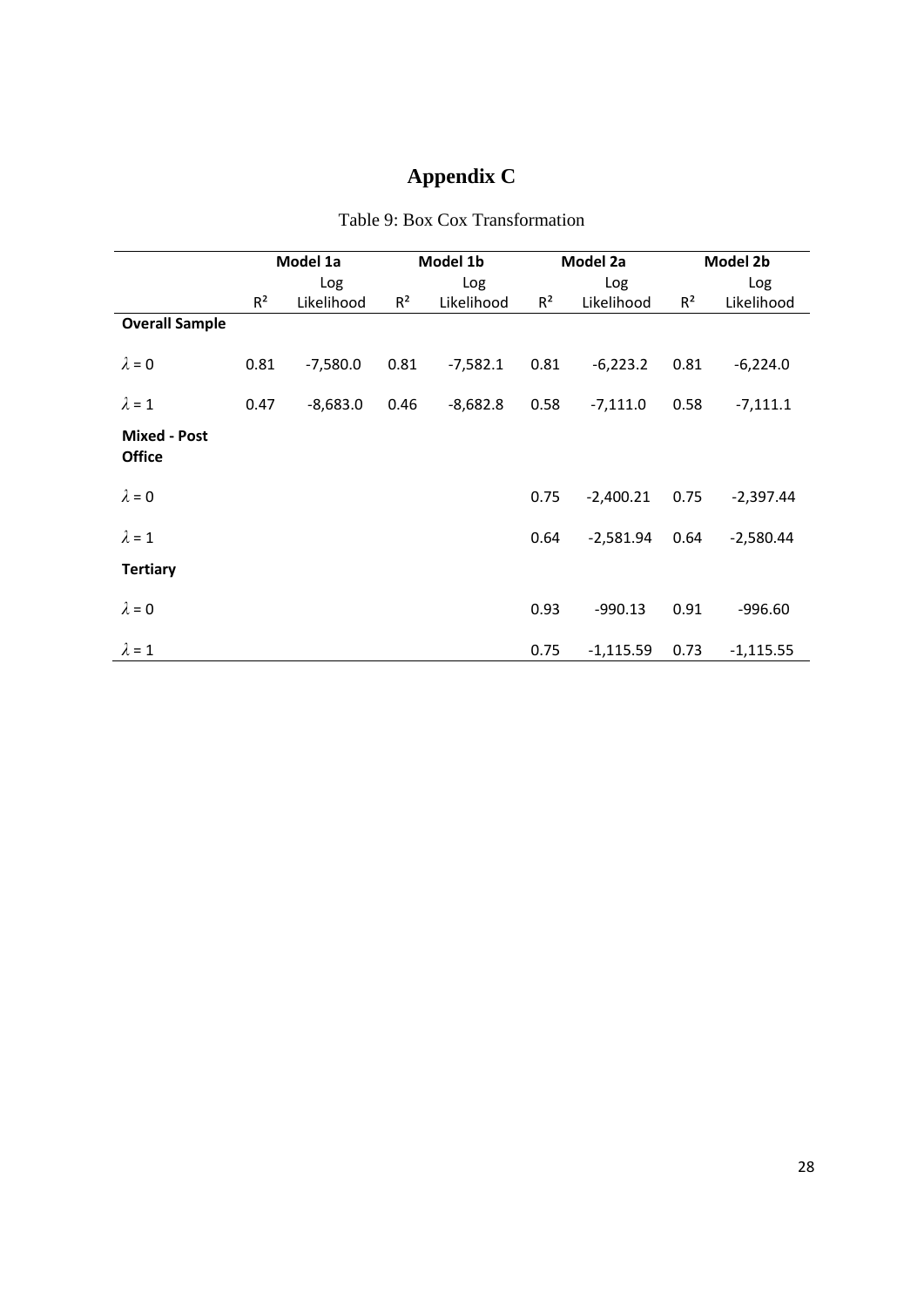# Appendix C

Table 9: Box Cox Transformation

| | Model 1a | | Model 1b | | Model 2a | | Model 2b | |
|---|---|---|---|---|---|---|---|---|
| | $R^2$ | Log Likelihood | $R^2$ | Log Likelihood | $R^2$ | Log Likelihood | $R^2$ | Log Likelihood |
| **Overall Sample** | | | | | | | | |
| $\lambda = 0$ | 0.81 | -7,580.0 | 0.81 | -7,582.1 | 0.81 | -6,223.2 | 0.81 | -6,224.0 |
| $\lambda = 1$ | 0.47 | -8,683.0 | 0.46 | -8,682.8 | 0.58 | -7,111.0 | 0.58 | -7,111.1 |
| **Mixed - Post Office** | | | | | | | | |
| $\lambda = 0$ | | | | | 0.75 | -2,400.21 | 0.75 | -2,397.44 |
| $\lambda = 1$ | | | | | 0.64 | -2,581.94 | 0.64 | -2,580.44 |
| **Tertiary** | | | | | | | | |
| $\lambda = 0$ | | | | | 0.93 | -990.13 | 0.91 | -996.60 |
| $\lambda = 1$ | | | | | 0.75 | -1,115.59 | 0.73 | -1,115.55 |